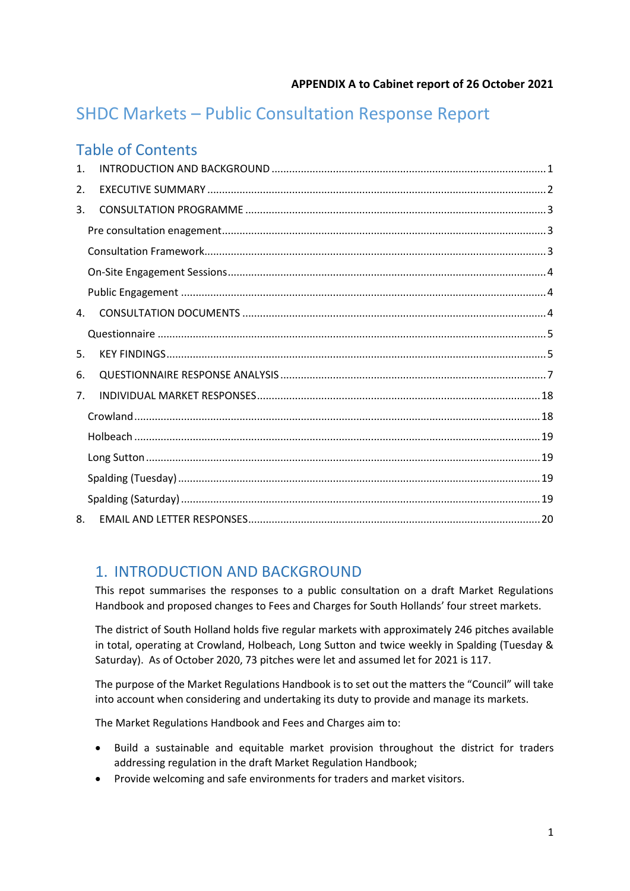**APPENDIX A to Cabinet report of 26 October 2021**

# SHDC Markets – Public Consultation Response Report

## Table of Contents

1. INTRODUCTION AND BACKGROUND .......... 1
2. EXECUTIVE SUMMARY .......... 2
3. CONSULTATION PROGRAMME .......... 3
   - Pre consultation enagement .......... 3
   - Consultation Framework .......... 3
   - On-Site Engagement Sessions .......... 4
   - Public Engagement .......... 4
4. CONSULTATION DOCUMENTS .......... 4
   - Questionnaire .......... 5
5. KEY FINDINGS .......... 5
6. QUESTIONNAIRE RESPONSE ANALYSIS .......... 7
7. INDIVIDUAL MARKET RESPONSES .......... 18
   - Crowland .......... 18
   - Holbeach .......... 19
   - Long Sutton .......... 19
   - Spalding (Tuesday) .......... 19
   - Spalding (Saturday) .......... 19
8. EMAIL AND LETTER RESPONSES .......... 20

## 1. INTRODUCTION AND BACKGROUND

This repot summarises the responses to a public consultation on a draft Market Regulations Handbook and proposed changes to Fees and Charges for South Hollands' four street markets.

The district of South Holland holds five regular markets with approximately 246 pitches available in total, operating at Crowland, Holbeach, Long Sutton and twice weekly in Spalding (Tuesday & Saturday). As of October 2020, 73 pitches were let and assumed let for 2021 is 117.

The purpose of the Market Regulations Handbook is to set out the matters the "Council" will take into account when considering and undertaking its duty to provide and manage its markets.

The Market Regulations Handbook and Fees and Charges aim to:

- Build a sustainable and equitable market provision throughout the district for traders addressing regulation in the draft Market Regulation Handbook;
- Provide welcoming and safe environments for traders and market visitors.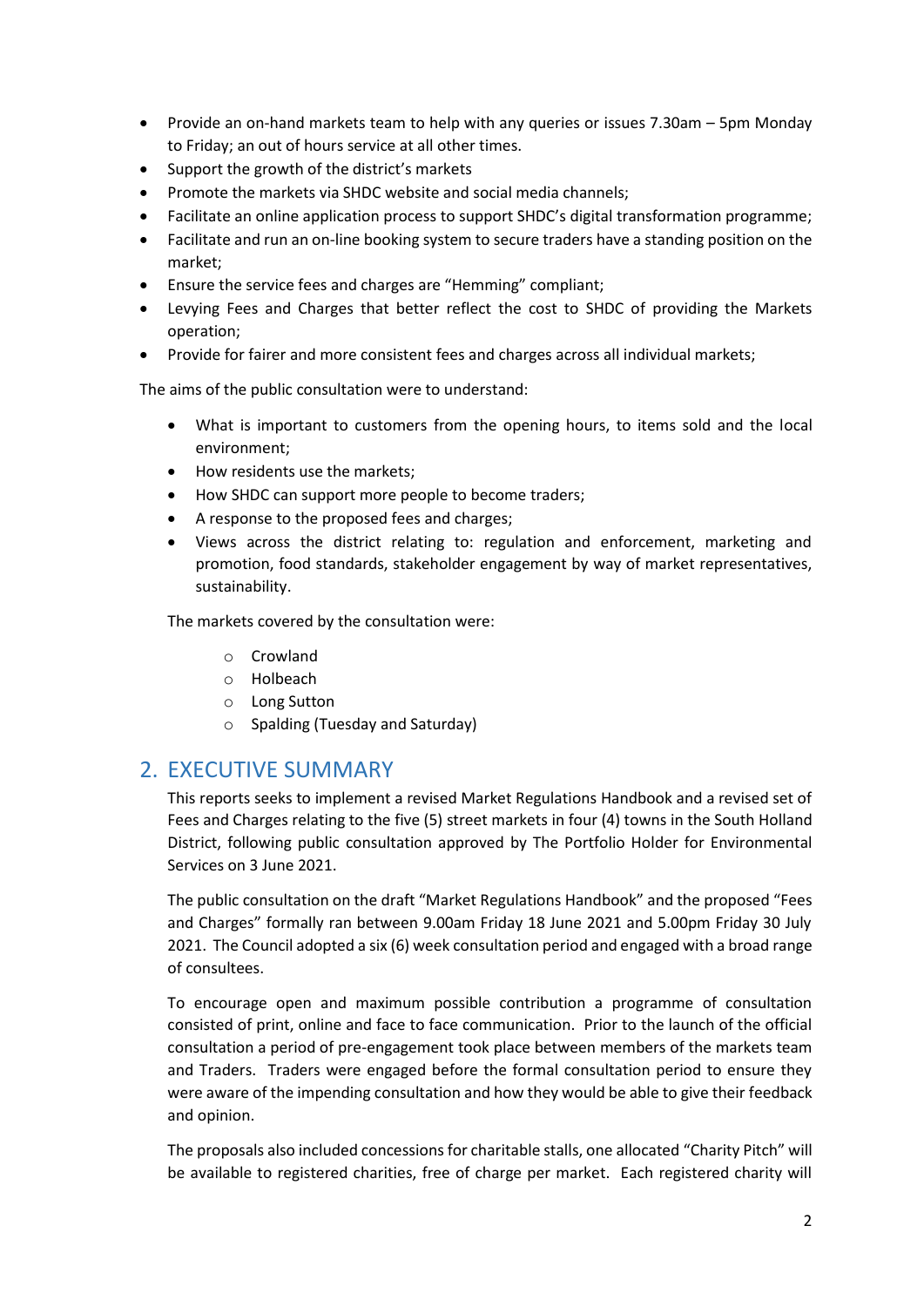- Provide an on-hand markets team to help with any queries or issues 7.30am – 5pm Monday to Friday; an out of hours service at all other times.
- Support the growth of the district's markets
- Promote the markets via SHDC website and social media channels;
- Facilitate an online application process to support SHDC's digital transformation programme;
- Facilitate and run an on-line booking system to secure traders have a standing position on the market;
- Ensure the service fees and charges are "Hemming" compliant;
- Levying Fees and Charges that better reflect the cost to SHDC of providing the Markets operation;
- Provide for fairer and more consistent fees and charges across all individual markets;

The aims of the public consultation were to understand:

- What is important to customers from the opening hours, to items sold and the local environment;
- How residents use the markets;
- How SHDC can support more people to become traders;
- A response to the proposed fees and charges;
- Views across the district relating to: regulation and enforcement, marketing and promotion, food standards, stakeholder engagement by way of market representatives, sustainability.

The markets covered by the consultation were:

- Crowland
- Holbeach
- Long Sutton
- Spalding (Tuesday and Saturday)

## 2. EXECUTIVE SUMMARY

This reports seeks to implement a revised Market Regulations Handbook and a revised set of Fees and Charges relating to the five (5) street markets in four (4) towns in the South Holland District, following public consultation approved by The Portfolio Holder for Environmental Services on 3 June 2021.

The public consultation on the draft "Market Regulations Handbook" and the proposed "Fees and Charges" formally ran between 9.00am Friday 18 June 2021 and 5.00pm Friday 30 July 2021. The Council adopted a six (6) week consultation period and engaged with a broad range of consultees.

To encourage open and maximum possible contribution a programme of consultation consisted of print, online and face to face communication. Prior to the launch of the official consultation a period of pre-engagement took place between members of the markets team and Traders. Traders were engaged before the formal consultation period to ensure they were aware of the impending consultation and how they would be able to give their feedback and opinion.

The proposals also included concessions for charitable stalls, one allocated "Charity Pitch" will be available to registered charities, free of charge per market. Each registered charity will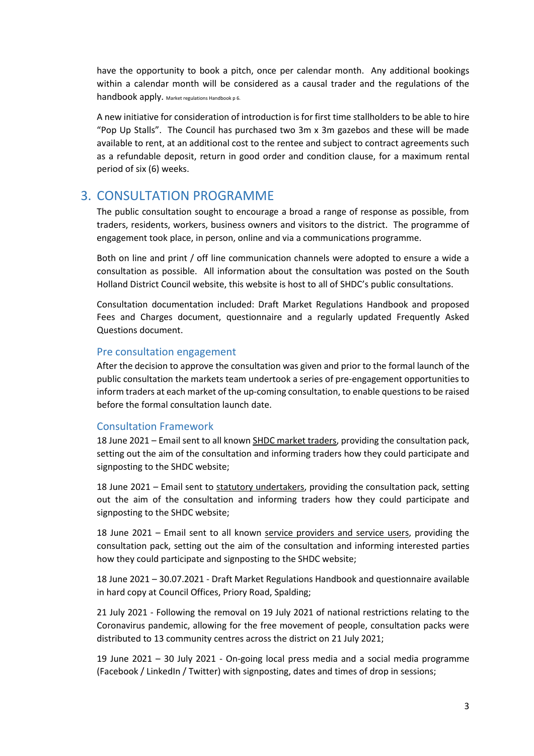have the opportunity to book a pitch, once per calendar month. Any additional bookings within a calendar month will be considered as a causal trader and the regulations of the handbook apply. Market regulations Handbook p 6.

A new initiative for consideration of introduction is for first time stallholders to be able to hire "Pop Up Stalls". The Council has purchased two 3m x 3m gazebos and these will be made available to rent, at an additional cost to the rentee and subject to contract agreements such as a refundable deposit, return in good order and condition clause, for a maximum rental period of six (6) weeks.

## 3. CONSULTATION PROGRAMME

The public consultation sought to encourage a broad a range of response as possible, from traders, residents, workers, business owners and visitors to the district. The programme of engagement took place, in person, online and via a communications programme.

Both on line and print / off line communication channels were adopted to ensure a wide a consultation as possible. All information about the consultation was posted on the South Holland District Council website, this website is host to all of SHDC's public consultations.

Consultation documentation included: Draft Market Regulations Handbook and proposed Fees and Charges document, questionnaire and a regularly updated Frequently Asked Questions document.

### Pre consultation engagement

After the decision to approve the consultation was given and prior to the formal launch of the public consultation the markets team undertook a series of pre-engagement opportunities to inform traders at each market of the up-coming consultation, to enable questions to be raised before the formal consultation launch date.

### Consultation Framework

18 June 2021 – Email sent to all known SHDC market traders, providing the consultation pack, setting out the aim of the consultation and informing traders how they could participate and signposting to the SHDC website;

18 June 2021 – Email sent to statutory undertakers, providing the consultation pack, setting out the aim of the consultation and informing traders how they could participate and signposting to the SHDC website;

18 June 2021 – Email sent to all known service providers and service users, providing the consultation pack, setting out the aim of the consultation and informing interested parties how they could participate and signposting to the SHDC website;

18 June 2021 – 30.07.2021 - Draft Market Regulations Handbook and questionnaire available in hard copy at Council Offices, Priory Road, Spalding;

21 July 2021 - Following the removal on 19 July 2021 of national restrictions relating to the Coronavirus pandemic, allowing for the free movement of people, consultation packs were distributed to 13 community centres across the district on 21 July 2021;

19 June 2021 – 30 July 2021 - On-going local press media and a social media programme (Facebook / LinkedIn / Twitter) with signposting, dates and times of drop in sessions;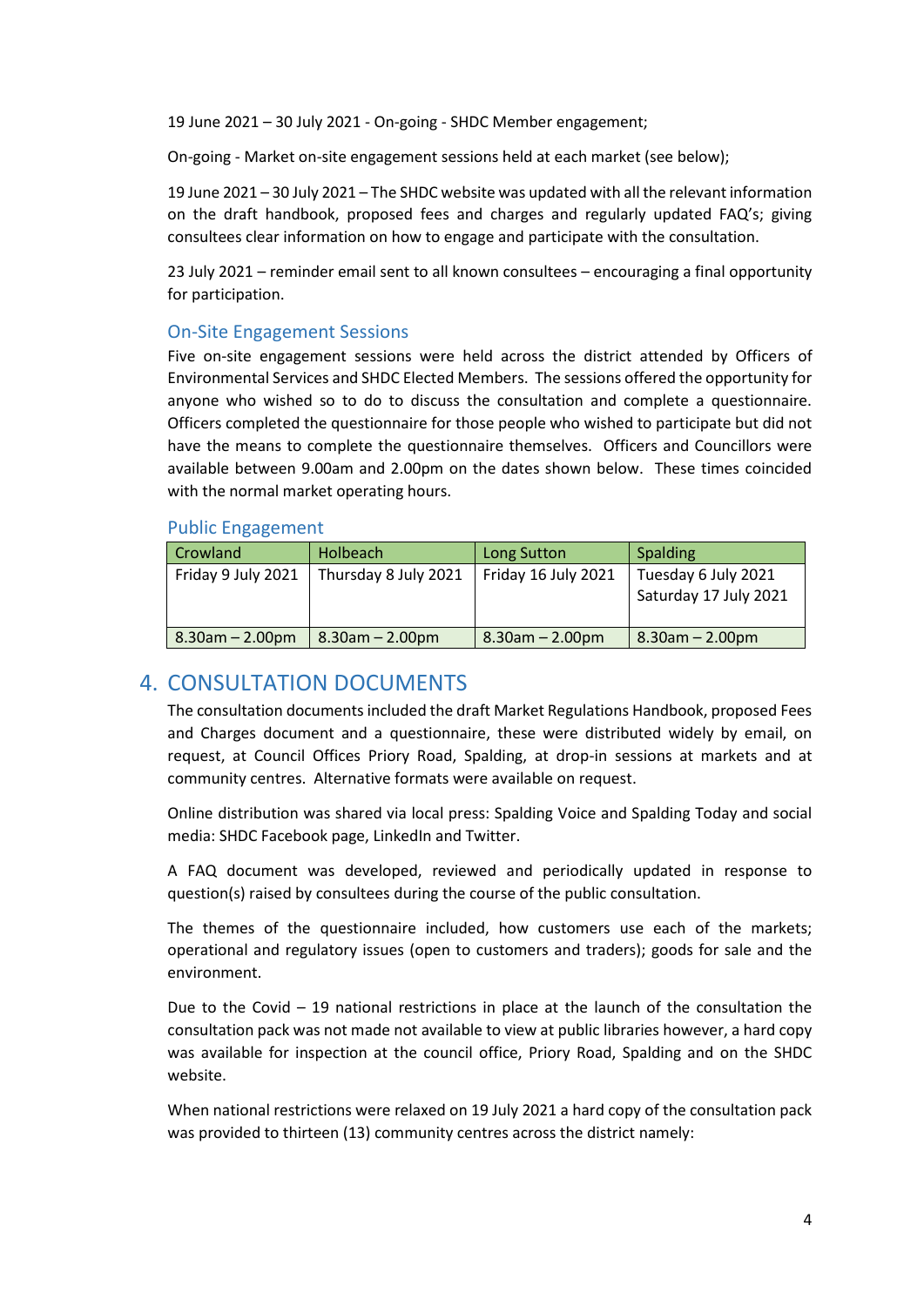19 June 2021 – 30 July 2021 - On-going - SHDC Member engagement;

On-going - Market on-site engagement sessions held at each market (see below);

19 June 2021 – 30 July 2021 – The SHDC website was updated with all the relevant information on the draft handbook, proposed fees and charges and regularly updated FAQ's; giving consultees clear information on how to engage and participate with the consultation.

23 July 2021 – reminder email sent to all known consultees – encouraging a final opportunity for participation.

### On-Site Engagement Sessions

Five on-site engagement sessions were held across the district attended by Officers of Environmental Services and SHDC Elected Members. The sessions offered the opportunity for anyone who wished so to do to discuss the consultation and complete a questionnaire. Officers completed the questionnaire for those people who wished to participate but did not have the means to complete the questionnaire themselves. Officers and Councillors were available between 9.00am and 2.00pm on the dates shown below. These times coincided with the normal market operating hours.

### Public Engagement

| Crowland | Holbeach | Long Sutton | Spalding |
|---|---|---|---|
| Friday 9 July 2021 | Thursday 8 July 2021 | Friday 16 July 2021 | Tuesday 6 July 2021<br>Saturday 17 July 2021 |
| 8.30am – 2.00pm | 8.30am – 2.00pm | 8.30am – 2.00pm | 8.30am – 2.00pm |

## 4. CONSULTATION DOCUMENTS

The consultation documents included the draft Market Regulations Handbook, proposed Fees and Charges document and a questionnaire, these were distributed widely by email, on request, at Council Offices Priory Road, Spalding, at drop-in sessions at markets and at community centres. Alternative formats were available on request.

Online distribution was shared via local press: Spalding Voice and Spalding Today and social media: SHDC Facebook page, LinkedIn and Twitter.

A FAQ document was developed, reviewed and periodically updated in response to question(s) raised by consultees during the course of the public consultation.

The themes of the questionnaire included, how customers use each of the markets; operational and regulatory issues (open to customers and traders); goods for sale and the environment.

Due to the Covid – 19 national restrictions in place at the launch of the consultation the consultation pack was not made not available to view at public libraries however, a hard copy was available for inspection at the council office, Priory Road, Spalding and on the SHDC website.

When national restrictions were relaxed on 19 July 2021 a hard copy of the consultation pack was provided to thirteen (13) community centres across the district namely: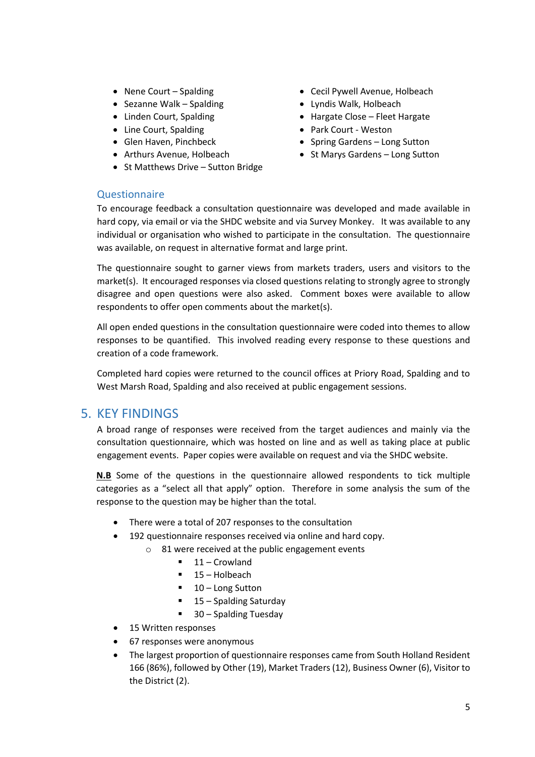- Nene Court – Spalding
- Sezanne Walk – Spalding
- Linden Court, Spalding
- Line Court, Spalding
- Glen Haven, Pinchbeck
- Arthurs Avenue, Holbeach
- St Matthews Drive – Sutton Bridge
- Cecil Pywell Avenue, Holbeach
- Lyndis Walk, Holbeach
- Hargate Close – Fleet Hargate
- Park Court - Weston
- Spring Gardens – Long Sutton
- St Marys Gardens – Long Sutton

### Questionnaire

To encourage feedback a consultation questionnaire was developed and made available in hard copy, via email or via the SHDC website and via Survey Monkey. It was available to any individual or organisation who wished to participate in the consultation. The questionnaire was available, on request in alternative format and large print.

The questionnaire sought to garner views from markets traders, users and visitors to the market(s). It encouraged responses via closed questions relating to strongly agree to strongly disagree and open questions were also asked. Comment boxes were available to allow respondents to offer open comments about the market(s).

All open ended questions in the consultation questionnaire were coded into themes to allow responses to be quantified. This involved reading every response to these questions and creation of a code framework.

Completed hard copies were returned to the council offices at Priory Road, Spalding and to West Marsh Road, Spalding and also received at public engagement sessions.

## 5. KEY FINDINGS

A broad range of responses were received from the target audiences and mainly via the consultation questionnaire, which was hosted on line and as well as taking place at public engagement events. Paper copies were available on request and via the SHDC website.

**N.B** Some of the questions in the questionnaire allowed respondents to tick multiple categories as a "select all that apply" option. Therefore in some analysis the sum of the response to the question may be higher than the total.

- There were a total of 207 responses to the consultation
- 192 questionnaire responses received via online and hard copy.
  - 81 were received at the public engagement events
    - 11 – Crowland
    - 15 – Holbeach
    - 10 – Long Sutton
    - 15 – Spalding Saturday
    - 30 – Spalding Tuesday
- 15 Written responses
- 67 responses were anonymous
- The largest proportion of questionnaire responses came from South Holland Resident 166 (86%), followed by Other (19), Market Traders (12), Business Owner (6), Visitor to the District (2).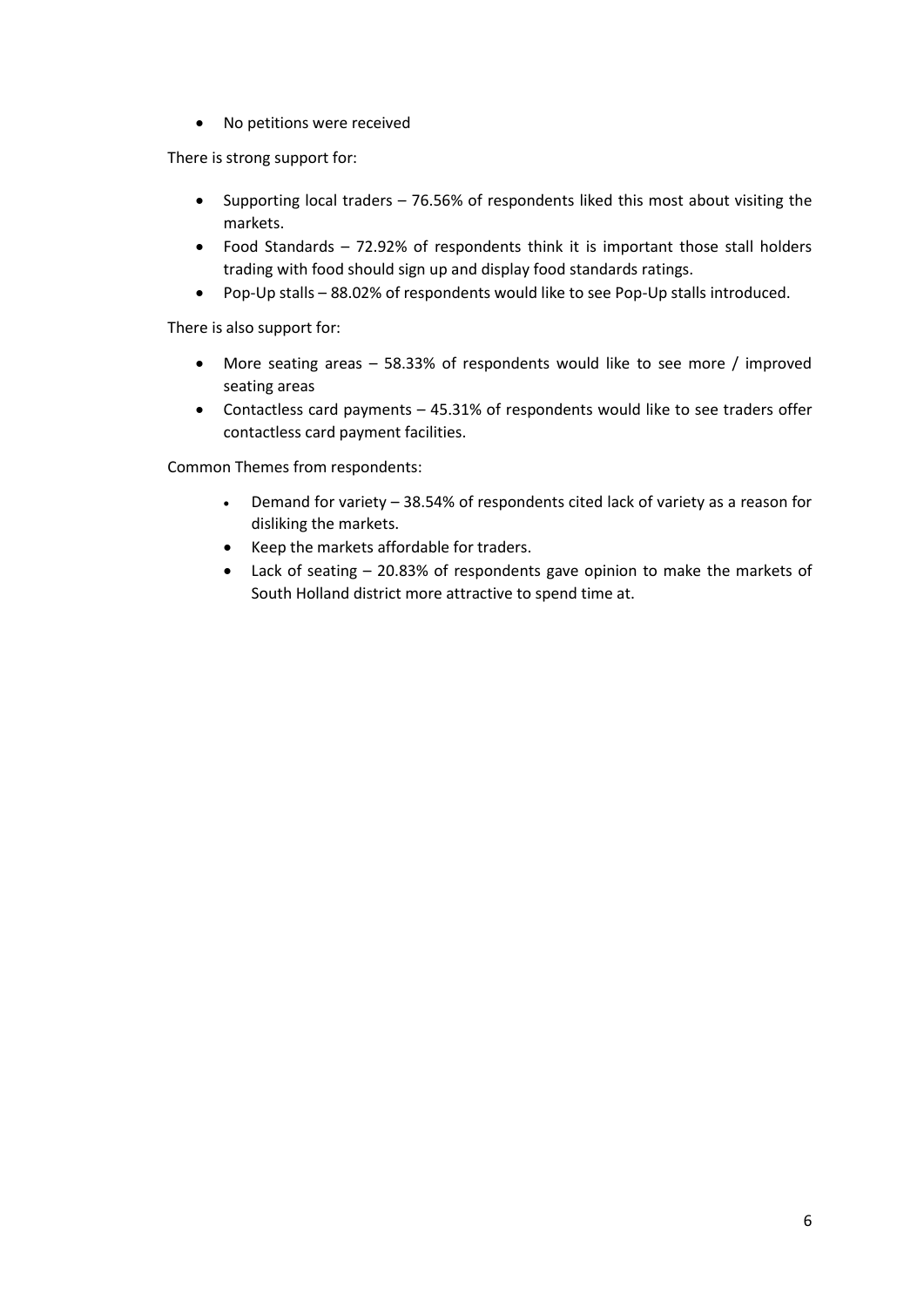- No petitions were received

There is strong support for:

- Supporting local traders – 76.56% of respondents liked this most about visiting the markets.
- Food Standards – 72.92% of respondents think it is important those stall holders trading with food should sign up and display food standards ratings.
- Pop-Up stalls – 88.02% of respondents would like to see Pop-Up stalls introduced.

There is also support for:

- More seating areas – 58.33% of respondents would like to see more / improved seating areas
- Contactless card payments – 45.31% of respondents would like to see traders offer contactless card payment facilities.

Common Themes from respondents:

- Demand for variety – 38.54% of respondents cited lack of variety as a reason for disliking the markets.
- Keep the markets affordable for traders.
- Lack of seating – 20.83% of respondents gave opinion to make the markets of South Holland district more attractive to spend time at.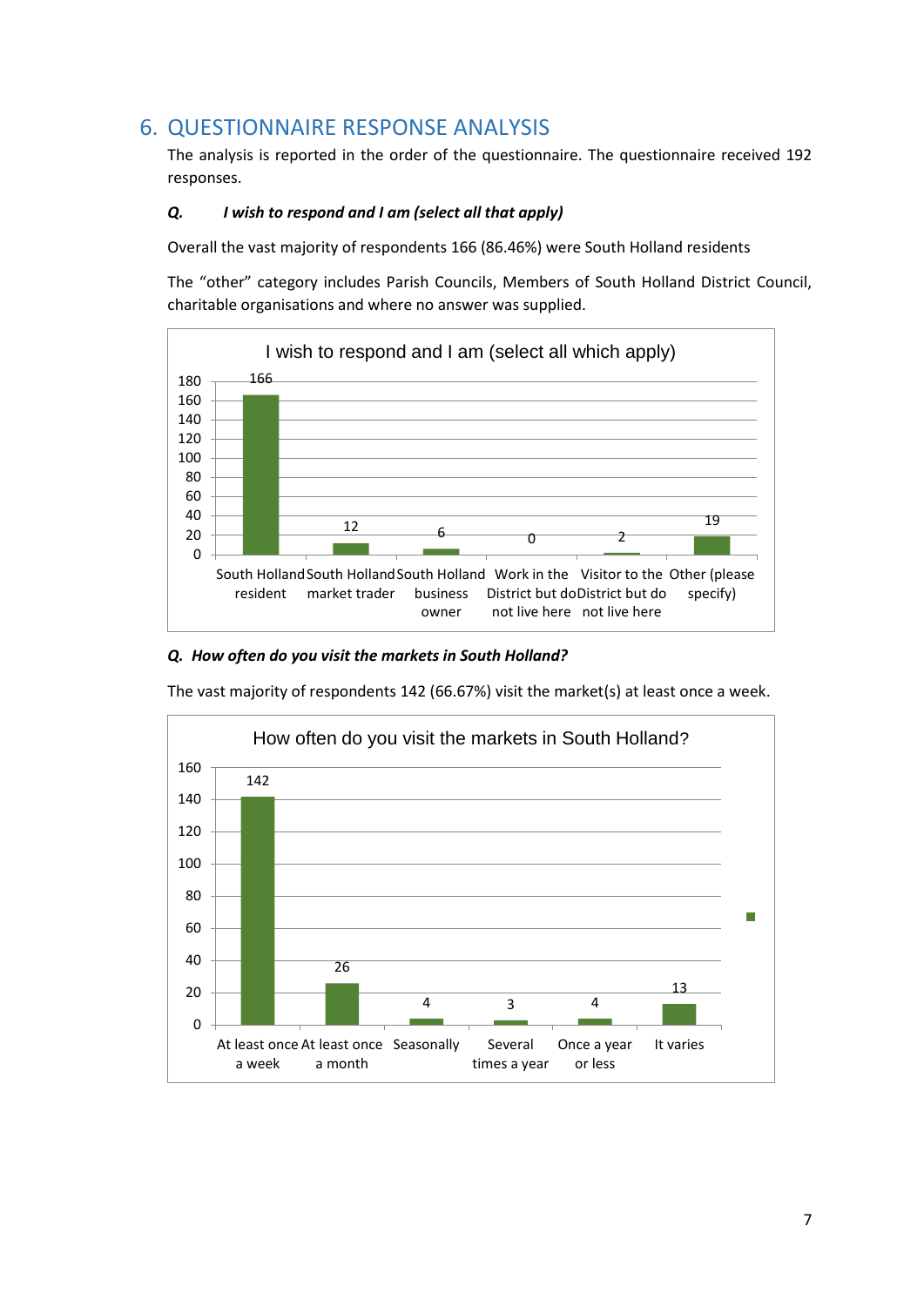## 6. QUESTIONNAIRE RESPONSE ANALYSIS

The analysis is reported in the order of the questionnaire. The questionnaire received 192 responses.

***Q. I wish to respond and I am (select all that apply)***

Overall the vast majority of respondents 166 (86.46%) were South Holland residents

The "other" category includes Parish Councils, Members of South Holland District Council, charitable organisations and where no answer was supplied.

I wish to respond and I am (select all which apply)

| Category | Responses |
|---|---|
| South Holland resident | 166 |
| South Holland market trader | 12 |
| South Holland business owner | 6 |
| Work in the District but do not live here | 0 |
| Visitor to the District but do not live here | 2 |
| Other (please specify) | 19 |

***Q. How often do you visit the markets in South Holland?***

The vast majority of respondents 142 (66.67%) visit the market(s) at least once a week.

How often do you visit the markets in South Holland?

| Frequency | Responses |
|---|---|
| At least once a week | 142 |
| At least once a month | 26 |
| Seasonally | 4 |
| Several times a year | 3 |
| Once a year or less | 4 |
| It varies | 13 |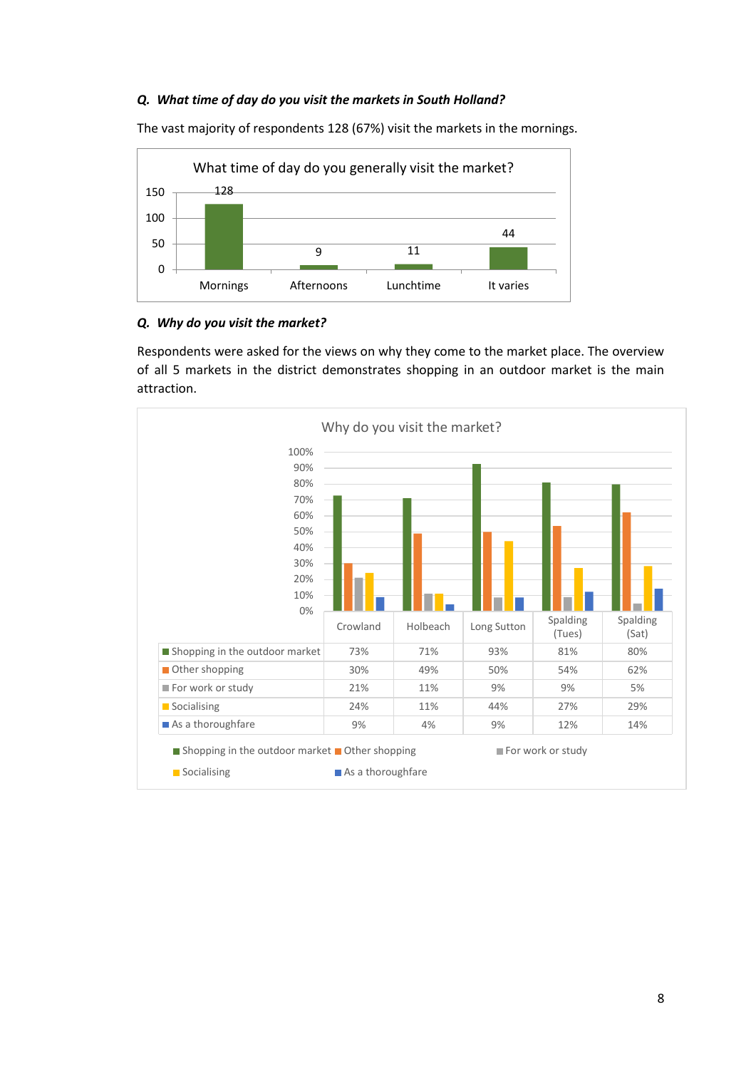***Q. What time of day do you visit the markets in South Holland?***

The vast majority of respondents 128 (67%) visit the markets in the mornings.

**What time of day do you generally visit the market?**

| Time of day | Respondents |
|---|---|
| Mornings | 128 |
| Afternoons | 9 |
| Lunchtime | 11 |
| It varies | 44 |

***Q. Why do you visit the market?***

Respondents were asked for the views on why they come to the market place. The overview of all 5 markets in the district demonstrates shopping in an outdoor market is the main attraction.

**Why do you visit the market?**

| | Crowland | Holbeach | Long Sutton | Spalding (Tues) | Spalding (Sat) |
|---|---|---|---|---|---|
| Shopping in the outdoor market | 73% | 71% | 93% | 81% | 80% |
| Other shopping | 30% | 49% | 50% | 54% | 62% |
| For work or study | 21% | 11% | 9% | 9% | 5% |
| Socialising | 24% | 11% | 44% | 27% | 29% |
| As a thoroughfare | 9% | 4% | 9% | 12% | 14% |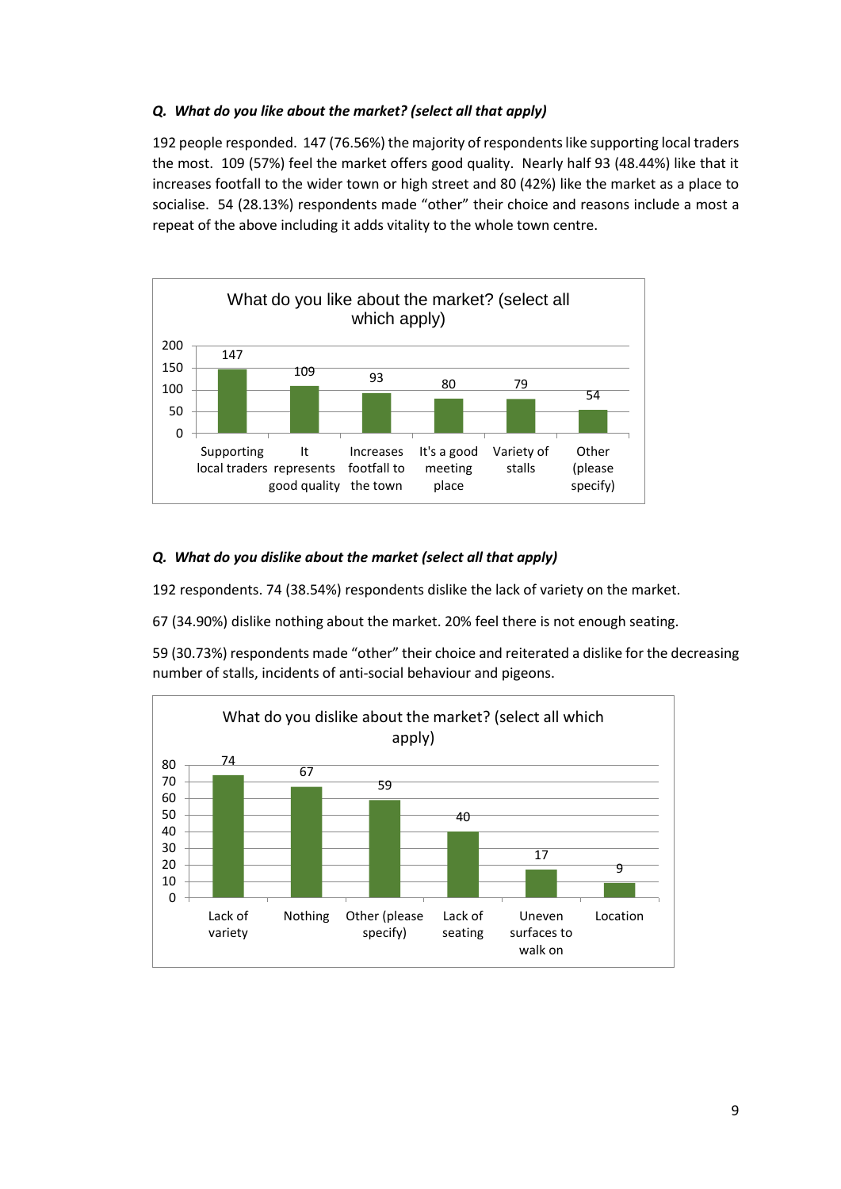***Q. What do you like about the market? (select all that apply)***

192 people responded. 147 (76.56%) the majority of respondents like supporting local traders the most. 109 (57%) feel the market offers good quality. Nearly half 93 (48.44%) like that it increases footfall to the wider town or high street and 80 (42%) like the market as a place to socialise. 54 (28.13%) respondents made "other" their choice and reasons include a most a repeat of the above including it adds vitality to the whole town centre.

What do you like about the market? (select all which apply)

| Response | Count |
|---|---|
| Supporting local traders | 147 |
| It represents good quality | 109 |
| Increases footfall to the town | 93 |
| It's a good meeting place | 80 |
| Variety of stalls | 79 |
| Other (please specify) | 54 |

***Q. What do you dislike about the market (select all that apply)***

192 respondents. 74 (38.54%) respondents dislike the lack of variety on the market.

67 (34.90%) dislike nothing about the market. 20% feel there is not enough seating.

59 (30.73%) respondents made "other" their choice and reiterated a dislike for the decreasing number of stalls, incidents of anti-social behaviour and pigeons.

What do you dislike about the market? (select all which apply)

| Response | Count |
|---|---|
| Lack of variety | 74 |
| Nothing | 67 |
| Other (please specify) | 59 |
| Lack of seating | 40 |
| Uneven surfaces to walk on | 17 |
| Location | 9 |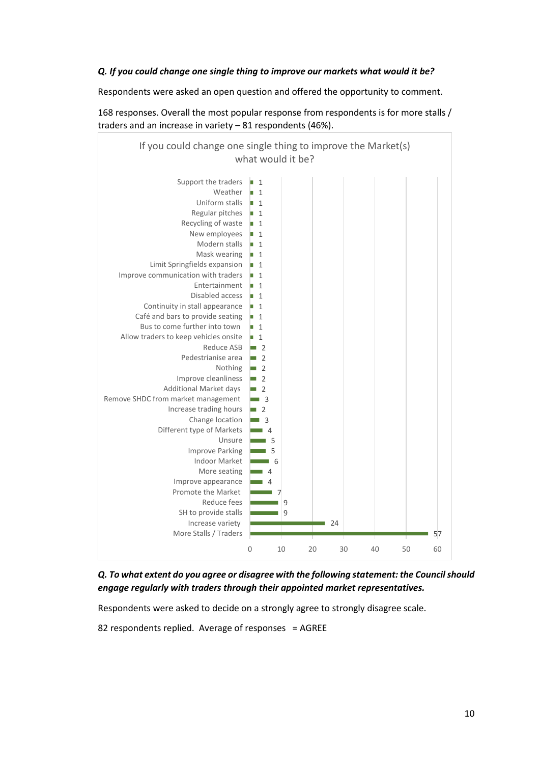***Q. If you could change one single thing to improve our markets what would it be?***

Respondents were asked an open question and offered the opportunity to comment.

168 responses. Overall the most popular response from respondents is for more stalls / traders and an increase in variety – 81 respondents (46%).

If you could change one single thing to improve the Market(s) what would it be?

| Response | Count |
|---|---|
| Support the traders | 1 |
| Weather | 1 |
| Uniform stalls | 1 |
| Regular pitches | 1 |
| Recycling of waste | 1 |
| New employees | 1 |
| Modern stalls | 1 |
| Mask wearing | 1 |
| Limit Springfields expansion | 1 |
| Improve communication with traders | 1 |
| Entertainment | 1 |
| Disabled access | 1 |
| Continuity in stall appearance | 1 |
| Café and bars to provide seating | 1 |
| Bus to come further into town | 1 |
| Allow traders to keep vehicles onsite | 1 |
| Reduce ASB | 2 |
| Pedestrianise area | 2 |
| Nothing | 2 |
| Improve cleanliness | 2 |
| Additional Market days | 2 |
| Remove SHDC from market management | 3 |
| Increase trading hours | 2 |
| Change location | 3 |
| Different type of Markets | 4 |
| Unsure | 5 |
| Improve Parking | 5 |
| Indoor Market | 6 |
| More seating | 4 |
| Improve appearance | 4 |
| Promote the Market | 7 |
| Reduce fees | 9 |
| SH to provide stalls | 9 |
| Increase variety | 24 |
| More Stalls / Traders | 57 |

***Q. To what extent do you agree or disagree with the following statement: the Council should engage regularly with traders through their appointed market representatives.***

Respondents were asked to decide on a strongly agree to strongly disagree scale.

82 respondents replied. Average of responses = AGREE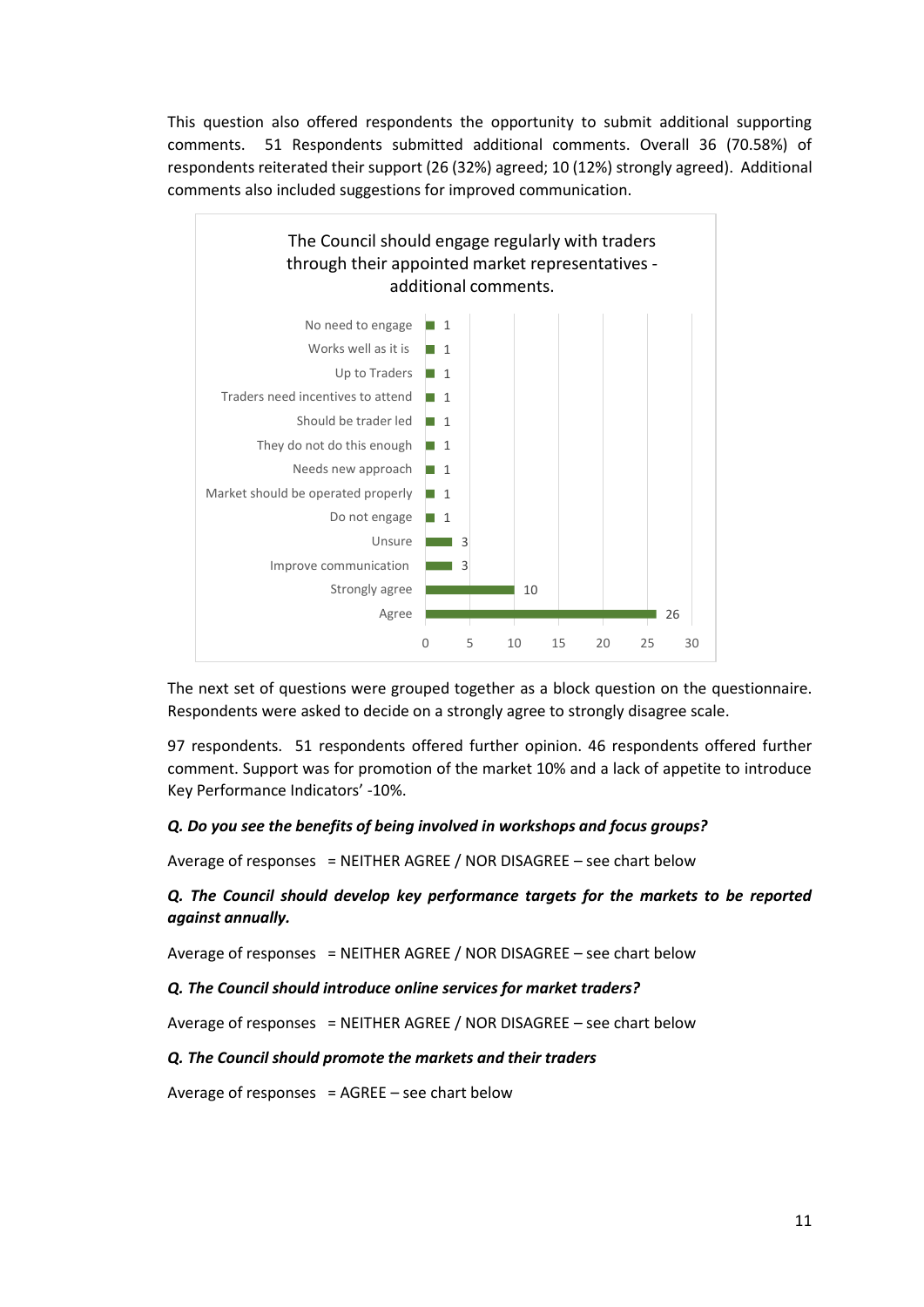This question also offered respondents the opportunity to submit additional supporting comments. 51 Respondents submitted additional comments. Overall 36 (70.58%) of respondents reiterated their support (26 (32%) agreed; 10 (12%) strongly agreed). Additional comments also included suggestions for improved communication.

**The Council should engage regularly with traders through their appointed market representatives - additional comments.**

| Comment | Count |
|---|---|
| No need to engage | 1 |
| Works well as it is | 1 |
| Up to Traders | 1 |
| Traders need incentives to attend | 1 |
| Should be trader led | 1 |
| They do not do this enough | 1 |
| Needs new approach | 1 |
| Market should be operated properly | 1 |
| Do not engage | 1 |
| Unsure | 3 |
| Improve communication | 3 |
| Strongly agree | 10 |
| Agree | 26 |

The next set of questions were grouped together as a block question on the questionnaire. Respondents were asked to decide on a strongly agree to strongly disagree scale.

97 respondents. 51 respondents offered further opinion. 46 respondents offered further comment. Support was for promotion of the market 10% and a lack of appetite to introduce Key Performance Indicators' -10%.

***Q. Do you see the benefits of being involved in workshops and focus groups?***

Average of responses = NEITHER AGREE / NOR DISAGREE – see chart below

***Q. The Council should develop key performance targets for the markets to be reported against annually.***

Average of responses = NEITHER AGREE / NOR DISAGREE – see chart below

***Q. The Council should introduce online services for market traders?***

Average of responses = NEITHER AGREE / NOR DISAGREE – see chart below

***Q. The Council should promote the markets and their traders***

Average of responses = AGREE – see chart below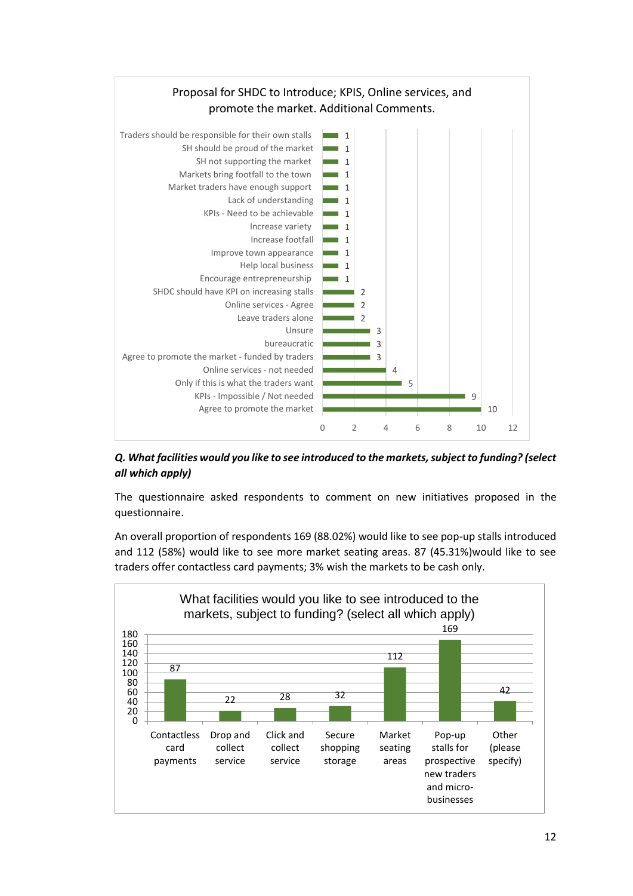**Proposal for SHDC to Introduce; KPIS, Online services, and promote the market. Additional Comments.**

| Comment | Count |
|---|---|
| Traders should be responsible for their own stalls | 1 |
| SH should be proud of the market | 1 |
| SH not supporting the market | 1 |
| Markets bring footfall to the town | 1 |
| Market traders have enough support | 1 |
| Lack of understanding | 1 |
| KPIs - Need to be achievable | 1 |
| Increase variety | 1 |
| Increase footfall | 1 |
| Improve town appearance | 1 |
| Help local business | 1 |
| Encourage entrepreneurship | 1 |
| SHDC should have KPI on increasing stalls | 2 |
| Online services - Agree | 2 |
| Leave traders alone | 2 |
| Unsure | 3 |
| bureaucratic | 3 |
| Agree to promote the market - funded by traders | 3 |
| Online services - not needed | 4 |
| Only if this is what the traders want | 5 |
| KPIs - Impossible / Not needed | 9 |
| Agree to promote the market | 10 |

***Q. What facilities would you like to see introduced to the markets, subject to funding? (select all which apply)***

The questionnaire asked respondents to comment on new initiatives proposed in the questionnaire.

An overall proportion of respondents 169 (88.02%) would like to see pop-up stalls introduced and 112 (58%) would like to see more market seating areas. 87 (45.31%)would like to see traders offer contactless card payments; 3% wish the markets to be cash only.

**What facilities would you like to see introduced to the markets, subject to funding? (select all which apply)**

| Facility | Count |
|---|---|
| Contactless card payments | 87 |
| Drop and collect service | 22 |
| Click and collect service | 28 |
| Secure shopping storage | 32 |
| Market seating areas | 112 |
| Pop-up stalls for prospective new traders and micro-businesses | 169 |
| Other (please specify) | 42 |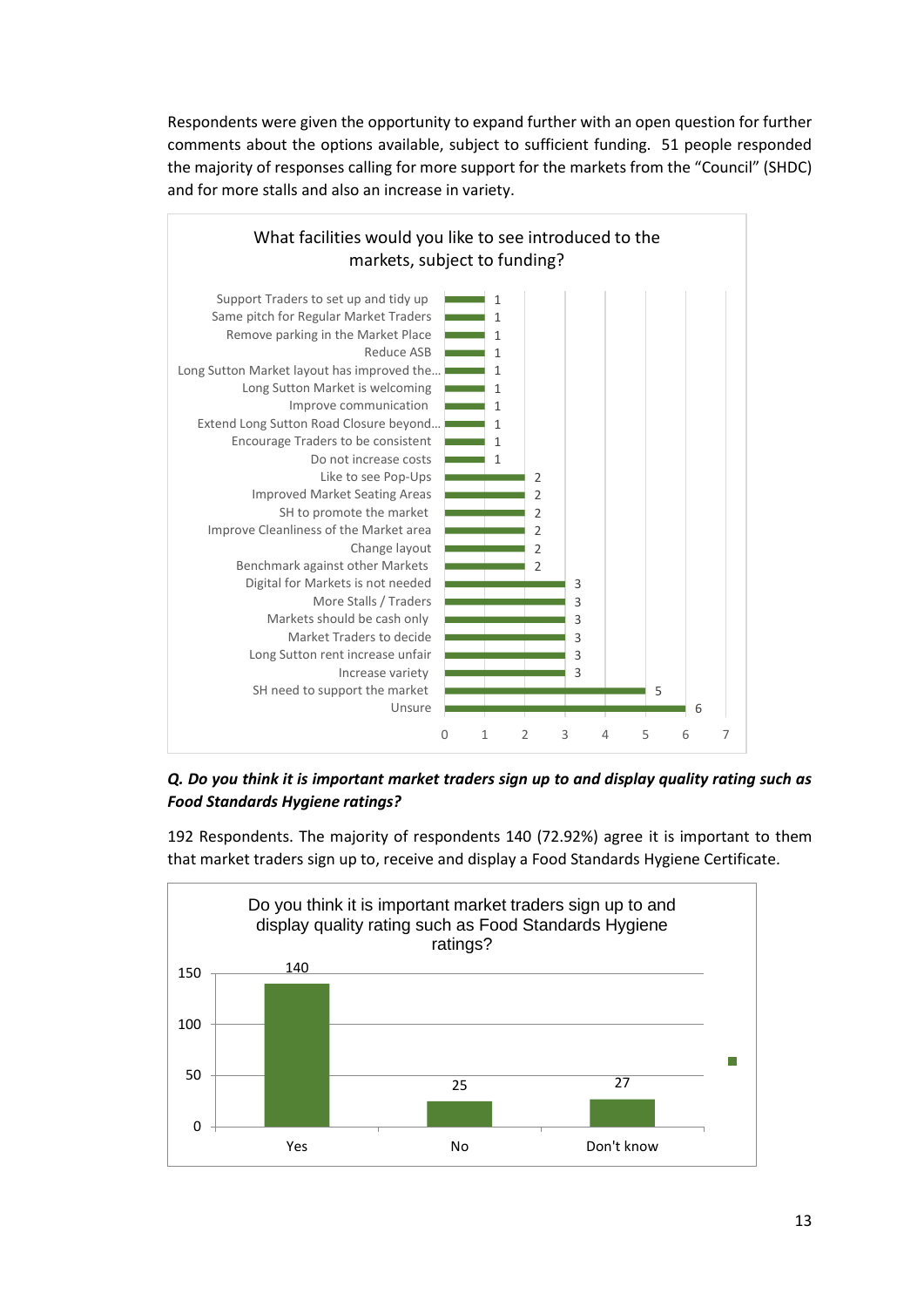Respondents were given the opportunity to expand further with an open question for further comments about the options available, subject to sufficient funding. 51 people responded the majority of responses calling for more support for the markets from the "Council" (SHDC) and for more stalls and also an increase in variety.

**What facilities would you like to see introduced to the markets, subject to funding?**

| Response | Count |
|---|---|
| Support Traders to set up and tidy up | 1 |
| Same pitch for Regular Market Traders | 1 |
| Remove parking in the Market Place | 1 |
| Reduce ASB | 1 |
| Long Sutton Market layout has improved the... | 1 |
| Long Sutton Market is welcoming | 1 |
| Improve communication | 1 |
| Extend Long Sutton Road Closure beyond... | 1 |
| Encourage Traders to be consistent | 1 |
| Do not increase costs | 1 |
| Like to see Pop-Ups | 2 |
| Improved Market Seating Areas | 2 |
| SH to promote the market | 2 |
| Improve Cleanliness of the Market area | 2 |
| Change layout | 2 |
| Benchmark against other Markets | 2 |
| Digital for Markets is not needed | 3 |
| More Stalls / Traders | 3 |
| Markets should be cash only | 3 |
| Market Traders to decide | 3 |
| Long Sutton rent increase unfair | 3 |
| Increase variety | 3 |
| SH need to support the market | 5 |
| Unsure | 6 |

***Q. Do you think it is important market traders sign up to and display quality rating such as Food Standards Hygiene ratings?***

192 Respondents. The majority of respondents 140 (72.92%) agree it is important to them that market traders sign up to, receive and display a Food Standards Hygiene Certificate.

**Do you think it is important market traders sign up to and display quality rating such as Food Standards Hygiene ratings?**

| Response | Count |
|---|---|
| Yes | 140 |
| No | 25 |
| Don't know | 27 |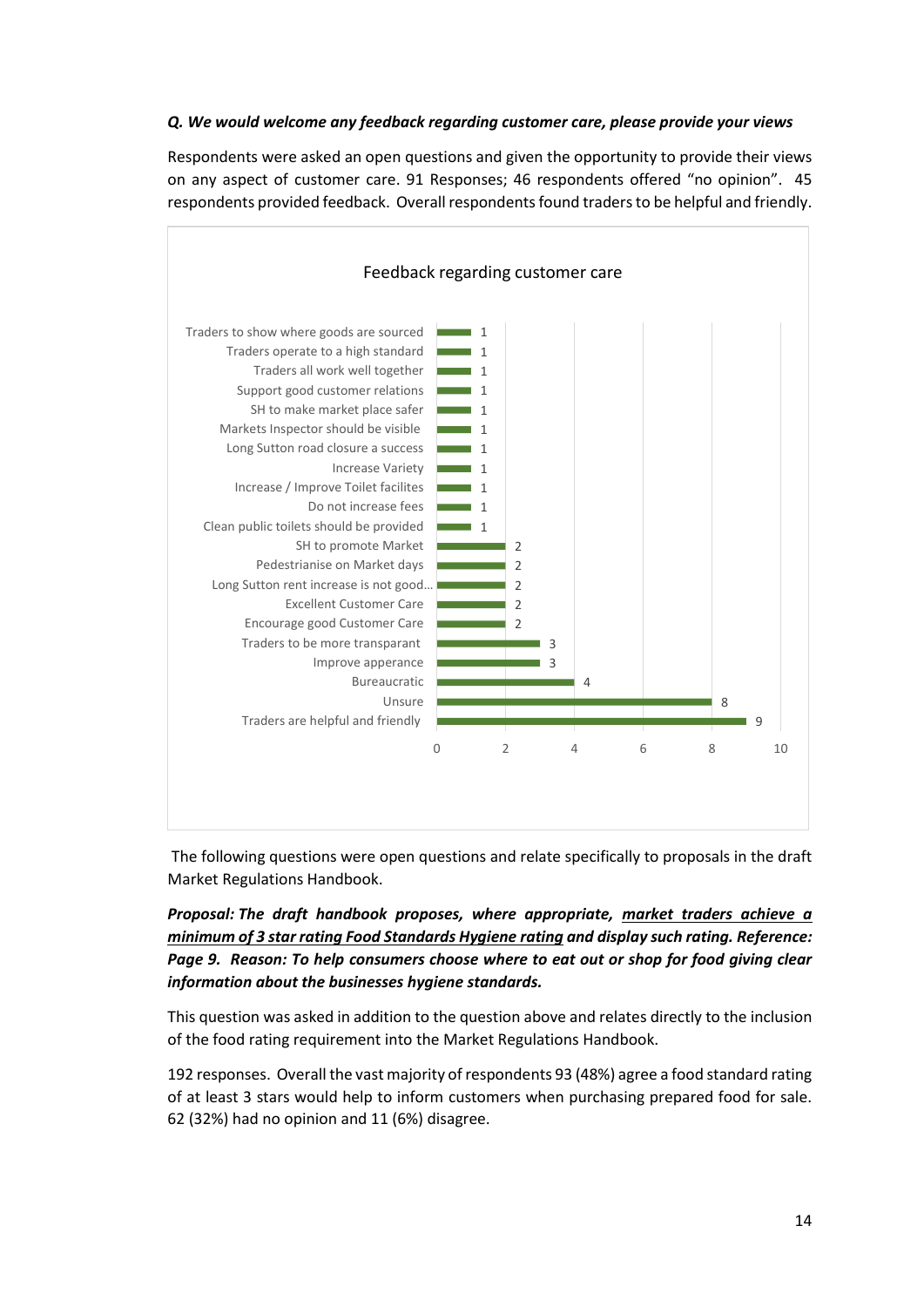***Q. We would welcome any feedback regarding customer care, please provide your views***

Respondents were asked an open questions and given the opportunity to provide their views on any aspect of customer care. 91 Responses; 46 respondents offered “no opinion”. 45 respondents provided feedback. Overall respondents found traders to be helpful and friendly.

**Feedback regarding customer care**

| Feedback | Count |
|---|---|
| Traders to show where goods are sourced | 1 |
| Traders operate to a high standard | 1 |
| Traders all work well together | 1 |
| Support good customer relations | 1 |
| SH to make market place safer | 1 |
| Markets Inspector should be visible | 1 |
| Long Sutton road closure a success | 1 |
| Increase Variety | 1 |
| Increase / Improve Toilet facilites | 1 |
| Do not increase fees | 1 |
| Clean public toilets should be provided | 1 |
| SH to promote Market | 2 |
| Pedestrianise on Market days | 2 |
| Long Sutton rent increase is not good... | 2 |
| Excellent Customer Care | 2 |
| Encourage good Customer Care | 2 |
| Traders to be more transparant | 3 |
| Improve apperance | 3 |
| Bureaucratic | 4 |
| Unsure | 8 |
| Traders are helpful and friendly | 9 |

The following questions were open questions and relate specifically to proposals in the draft Market Regulations Handbook.

***Proposal: The draft handbook proposes, where appropriate, <u>market traders achieve a minimum of 3 star rating Food Standards Hygiene rating</u> and display such rating. Reference: Page 9. Reason: To help consumers choose where to eat out or shop for food giving clear information about the businesses hygiene standards.***

This question was asked in addition to the question above and relates directly to the inclusion of the food rating requirement into the Market Regulations Handbook.

192 responses. Overall the vast majority of respondents 93 (48%) agree a food standard rating of at least 3 stars would help to inform customers when purchasing prepared food for sale. 62 (32%) had no opinion and 11 (6%) disagree.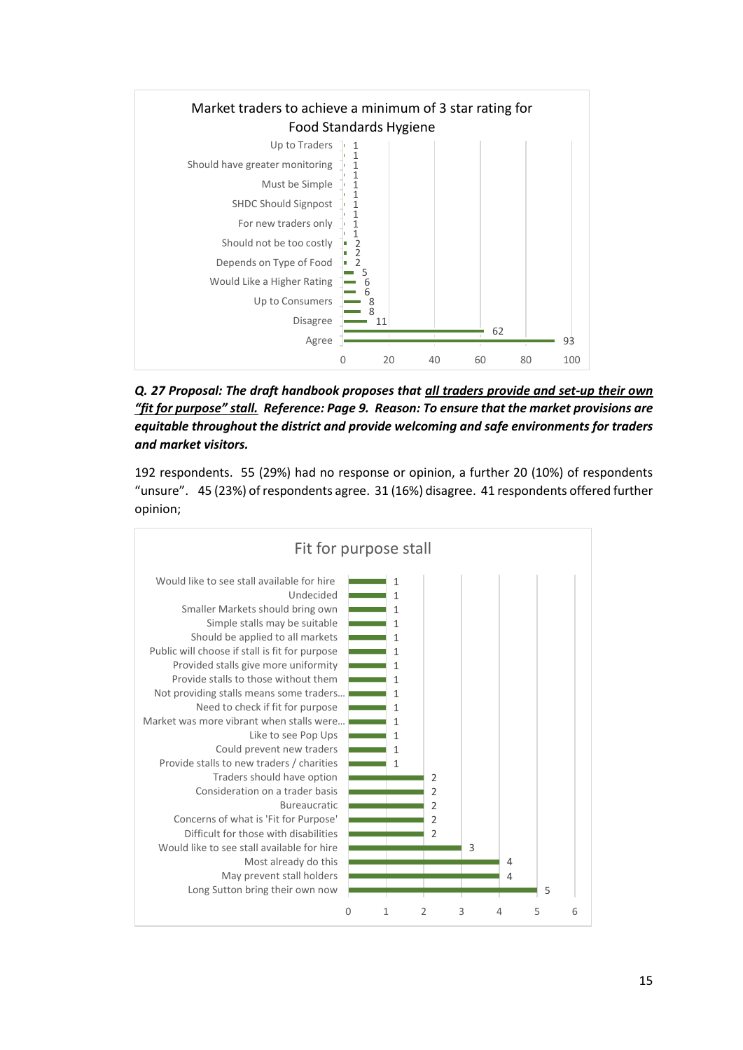**Market traders to achieve a minimum of 3 star rating for Food Standards Hygiene**

| Response | Count |
|---|---|
| Up to Traders | 1 |
| | 1 |
| Should have greater monitoring | 1 |
| | 1 |
| Must be Simple | 1 |
| | 1 |
| SHDC Should Signpost | 1 |
| | 1 |
| For new traders only | 1 |
| | 1 |
| Should not be too costly | 2 |
| | 2 |
| Depends on Type of Food | 2 |
| | 5 |
| Would Like a Higher Rating | 6 |
| | 6 |
| Up to Consumers | 8 |
| | 8 |
| Disagree | 11 |
| | 62 |
| Agree | 93 |

***Q. 27 Proposal: The draft handbook proposes that <u>all traders provide and set-up their own "fit for purpose" stall.</u> Reference: Page 9. Reason: To ensure that the market provisions are equitable throughout the district and provide welcoming and safe environments for traders and market visitors.***

192 respondents. 55 (29%) had no response or opinion, a further 20 (10%) of respondents "unsure". 45 (23%) of respondents agree. 31 (16%) disagree. 41 respondents offered further opinion;

**Fit for purpose stall**

| Response | Count |
|---|---|
| Would like to see stall available for hire | 1 |
| Undecided | 1 |
| Smaller Markets should bring own | 1 |
| Simple stalls may be suitable | 1 |
| Should be applied to all markets | 1 |
| Public will choose if stall is fit for purpose | 1 |
| Provided stalls give more uniformity | 1 |
| Provide stalls to those without them | 1 |
| Not providing stalls means some traders... | 1 |
| Need to check if fit for purpose | 1 |
| Market was more vibrant when stalls were... | 1 |
| Like to see Pop Ups | 1 |
| Could prevent new traders | 1 |
| Provide stalls to new traders / charities | 1 |
| Traders should have option | 2 |
| Consideration on a trader basis | 2 |
| Bureaucratic | 2 |
| Concerns of what is 'Fit for Purpose' | 2 |
| Difficult for those with disabilities | 2 |
| Would like to see stall available for hire | 3 |
| Most already do this | 4 |
| May prevent stall holders | 4 |
| Long Sutton bring their own now | 5 |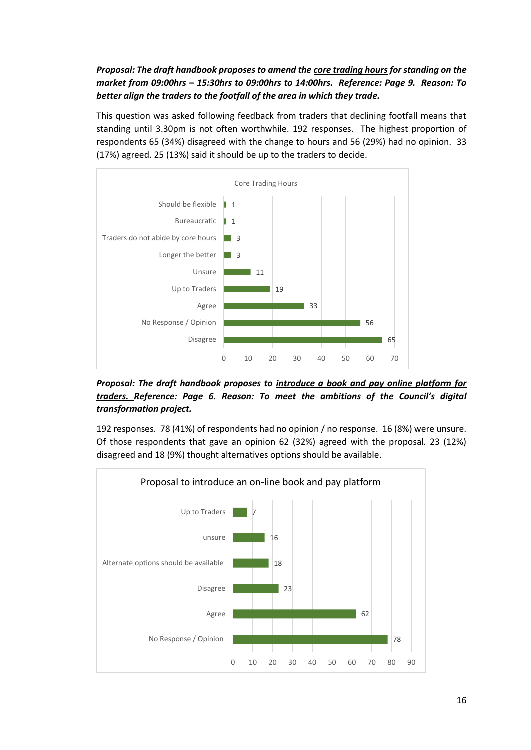***Proposal: The draft handbook proposes to amend the <u>core trading hours</u> for standing on the market from 09:00hrs – 15:30hrs to 09:00hrs to 14:00hrs. Reference: Page 9. Reason: To better align the traders to the footfall of the area in which they trade.***

This question was asked following feedback from traders that declining footfall means that standing until 3.30pm is not often worthwhile. 192 responses. The highest proportion of respondents 65 (34%) disagreed with the change to hours and 56 (29%) had no opinion. 33 (17%) agreed. 25 (13%) said it should be up to the traders to decide.

Core Trading Hours

| Response | Count |
|---|---|
| Should be flexible | 1 |
| Bureaucratic | 1 |
| Traders do not abide by core hours | 3 |
| Longer the better | 3 |
| Unsure | 11 |
| Up to Traders | 19 |
| Agree | 33 |
| No Response / Opinion | 56 |
| Disagree | 65 |

***Proposal: The draft handbook proposes to <u>introduce a book and pay online platform for traders.</u> Reference: Page 6. Reason: To meet the ambitions of the Council's digital transformation project.***

192 responses. 78 (41%) of respondents had no opinion / no response. 16 (8%) were unsure. Of those respondents that gave an opinion 62 (32%) agreed with the proposal. 23 (12%) disagreed and 18 (9%) thought alternatives options should be available.

Proposal to introduce an on-line book and pay platform

| Response | Count |
|---|---|
| Up to Traders | 7 |
| unsure | 16 |
| Alternate options should be available | 18 |
| Disagree | 23 |
| Agree | 62 |
| No Response / Opinion | 78 |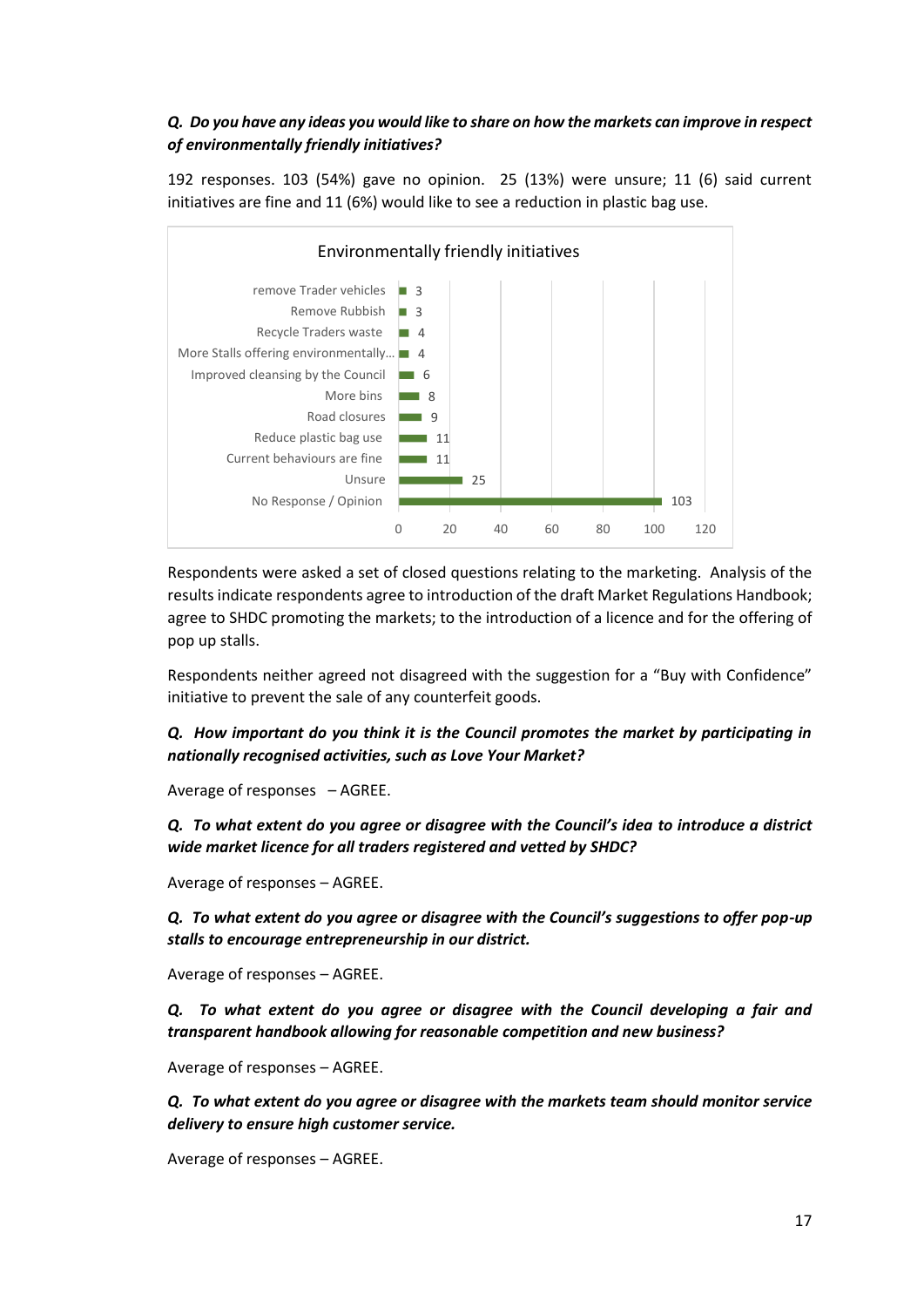***Q. Do you have any ideas you would like to share on how the markets can improve in respect of environmentally friendly initiatives?***

192 responses. 103 (54%) gave no opinion. 25 (13%) were unsure; 11 (6) said current initiatives are fine and 11 (6%) would like to see a reduction in plastic bag use.

Environmentally friendly initiatives

| Response | Count |
|---|---|
| remove Trader vehicles | 3 |
| Remove Rubbish | 3 |
| Recycle Traders waste | 4 |
| More Stalls offering environmentally… | 4 |
| Improved cleansing by the Council | 6 |
| More bins | 8 |
| Road closures | 9 |
| Reduce plastic bag use | 11 |
| Current behaviours are fine | 11 |
| Unsure | 25 |
| No Response / Opinion | 103 |

Respondents were asked a set of closed questions relating to the marketing. Analysis of the results indicate respondents agree to introduction of the draft Market Regulations Handbook; agree to SHDC promoting the markets; to the introduction of a licence and for the offering of pop up stalls.

Respondents neither agreed not disagreed with the suggestion for a "Buy with Confidence" initiative to prevent the sale of any counterfeit goods.

***Q. How important do you think it is the Council promotes the market by participating in nationally recognised activities, such as Love Your Market?***

Average of responses – AGREE.

***Q. To what extent do you agree or disagree with the Council's idea to introduce a district wide market licence for all traders registered and vetted by SHDC?***

Average of responses – AGREE.

***Q. To what extent do you agree or disagree with the Council's suggestions to offer pop-up stalls to encourage entrepreneurship in our district.***

Average of responses – AGREE.

***Q. To what extent do you agree or disagree with the Council developing a fair and transparent handbook allowing for reasonable competition and new business?***

Average of responses – AGREE.

***Q. To what extent do you agree or disagree with the markets team should monitor service delivery to ensure high customer service.***

Average of responses – AGREE.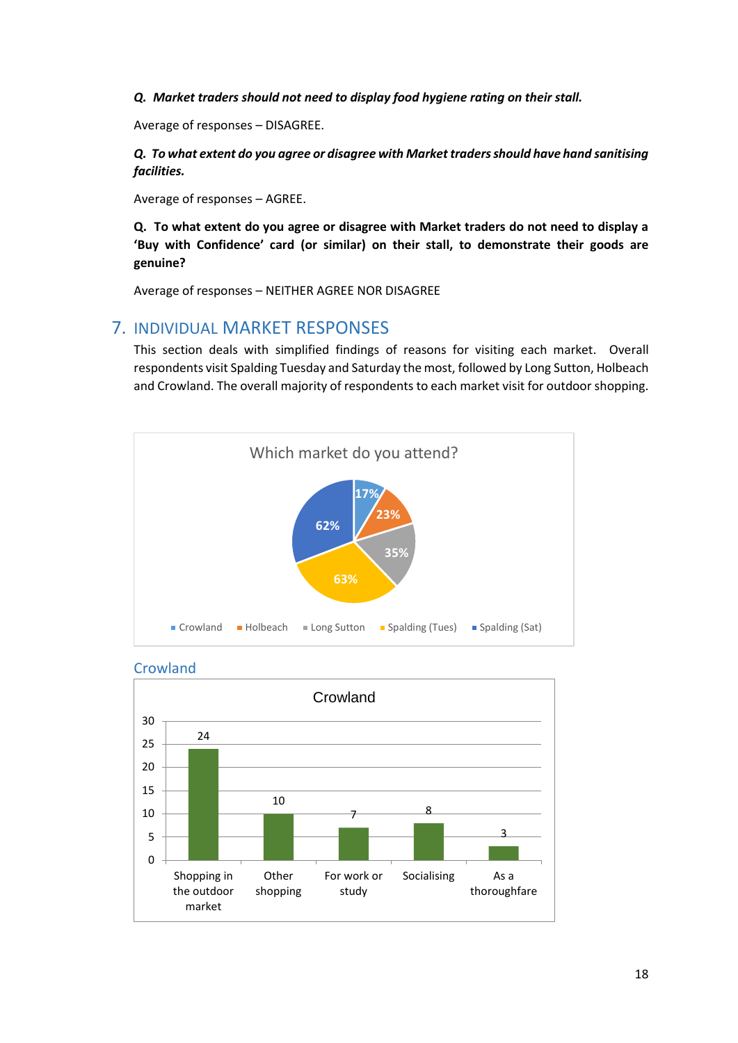**Q. *Market traders should not need to display food hygiene rating on their stall.***

Average of responses – DISAGREE.

**Q. *To what extent do you agree or disagree with Market traders should have hand sanitising facilities.***

Average of responses – AGREE.

**Q. To what extent do you agree or disagree with Market traders do not need to display a 'Buy with Confidence' card (or similar) on their stall, to demonstrate their goods are genuine?**

Average of responses – NEITHER AGREE NOR DISAGREE

## 7. INDIVIDUAL MARKET RESPONSES

This section deals with simplified findings of reasons for visiting each market. Overall respondents visit Spalding Tuesday and Saturday the most, followed by Long Sutton, Holbeach and Crowland. The overall majority of respondents to each market visit for outdoor shopping.

**Which market do you attend?**

| Market | % |
|---|---|
| Crowland | 17% |
| Holbeach | 23% |
| Long Sutton | 35% |
| Spalding (Tues) | 63% |
| Spalding (Sat) | 62% |

### Crowland

**Crowland**

| Reason | Count |
|---|---|
| Shopping in the outdoor market | 24 |
| Other shopping | 10 |
| For work or study | 7 |
| Socialising | 8 |
| As a thoroughfare | 3 |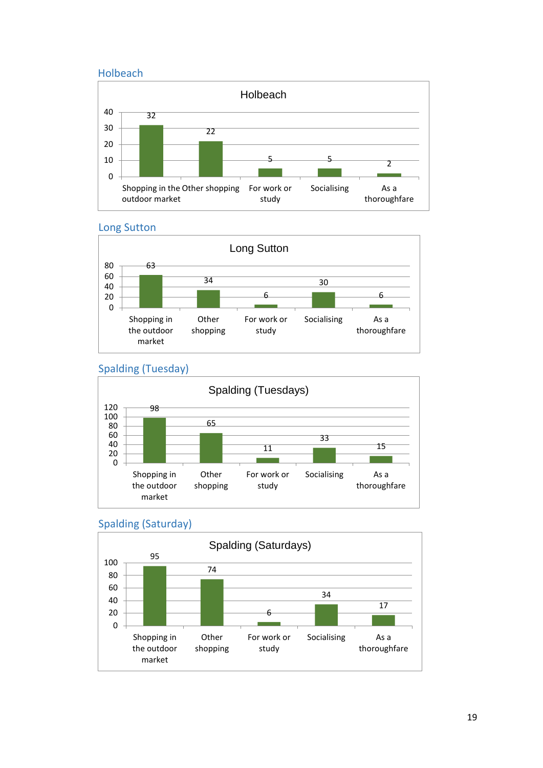## Holbeach

| Holbeach | Value |
| --- | --- |
| Shopping in the outdoor market | 32 |
| Other shopping | 22 |
| For work or study | 5 |
| Socialising | 5 |
| As a thoroughfare | 2 |

## Long Sutton

| Long Sutton | Value |
| --- | --- |
| Shopping in the outdoor market | 63 |
| Other shopping | 34 |
| For work or study | 6 |
| Socialising | 30 |
| As a thoroughfare | 6 |

## Spalding (Tuesday)

| Spalding (Tuesdays) | Value |
| --- | --- |
| Shopping in the outdoor market | 98 |
| Other shopping | 65 |
| For work or study | 11 |
| Socialising | 33 |
| As a thoroughfare | 15 |

## Spalding (Saturday)

| Spalding (Saturdays) | Value |
| --- | --- |
| Shopping in the outdoor market | 95 |
| Other shopping | 74 |
| For work or study | 6 |
| Socialising | 34 |
| As a thoroughfare | 17 |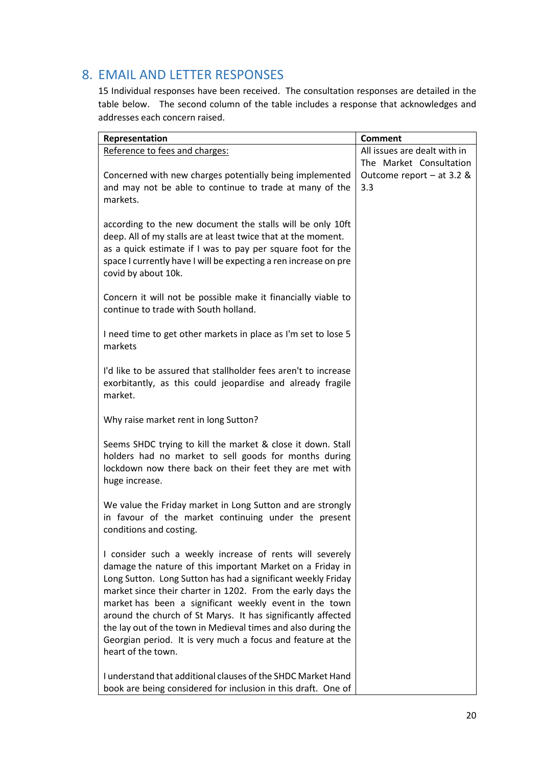## 8. EMAIL AND LETTER RESPONSES

15 Individual responses have been received. The consultation responses are detailed in the table below. The second column of the table includes a response that acknowledges and addresses each concern raised.

| Representation | Comment |
|---|---|
| Reference to fees and charges:<br><br>Concerned with new charges potentially being implemented and may not be able to continue to trade at many of the markets.<br><br>according to the new document the stalls will be only 10ft deep. All of my stalls are at least twice that at the moment. as a quick estimate if I was to pay per square foot for the space I currently have I will be expecting a ren increase on pre covid by about 10k.<br><br>Concern it will not be possible make it financially viable to continue to trade with South holland.<br><br>I need time to get other markets in place as I'm set to lose 5 markets<br><br>I'd like to be assured that stallholder fees aren't to increase exorbitantly, as this could jeopardise and already fragile market.<br><br>Why raise market rent in long Sutton?<br><br>Seems SHDC trying to kill the market & close it down. Stall holders had no market to sell goods for months during lockdown now there back on their feet they are met with huge increase.<br><br>We value the Friday market in Long Sutton and are strongly in favour of the market continuing under the present conditions and costing.<br><br>I consider such a weekly increase of rents will severely damage the nature of this important Market on a Friday in Long Sutton. Long Sutton has had a significant weekly Friday market since their charter in 1202. From the early days the market has been a significant weekly event in the town around the church of St Marys. It has significantly affected the lay out of the town in Medieval times and also during the Georgian period. It is very much a focus and feature at the heart of the town.<br><br>I understand that additional clauses of the SHDC Market Hand book are being considered for inclusion in this draft. One of | All issues are dealt with in The Market Consultation Outcome report – at 3.2 & 3.3 |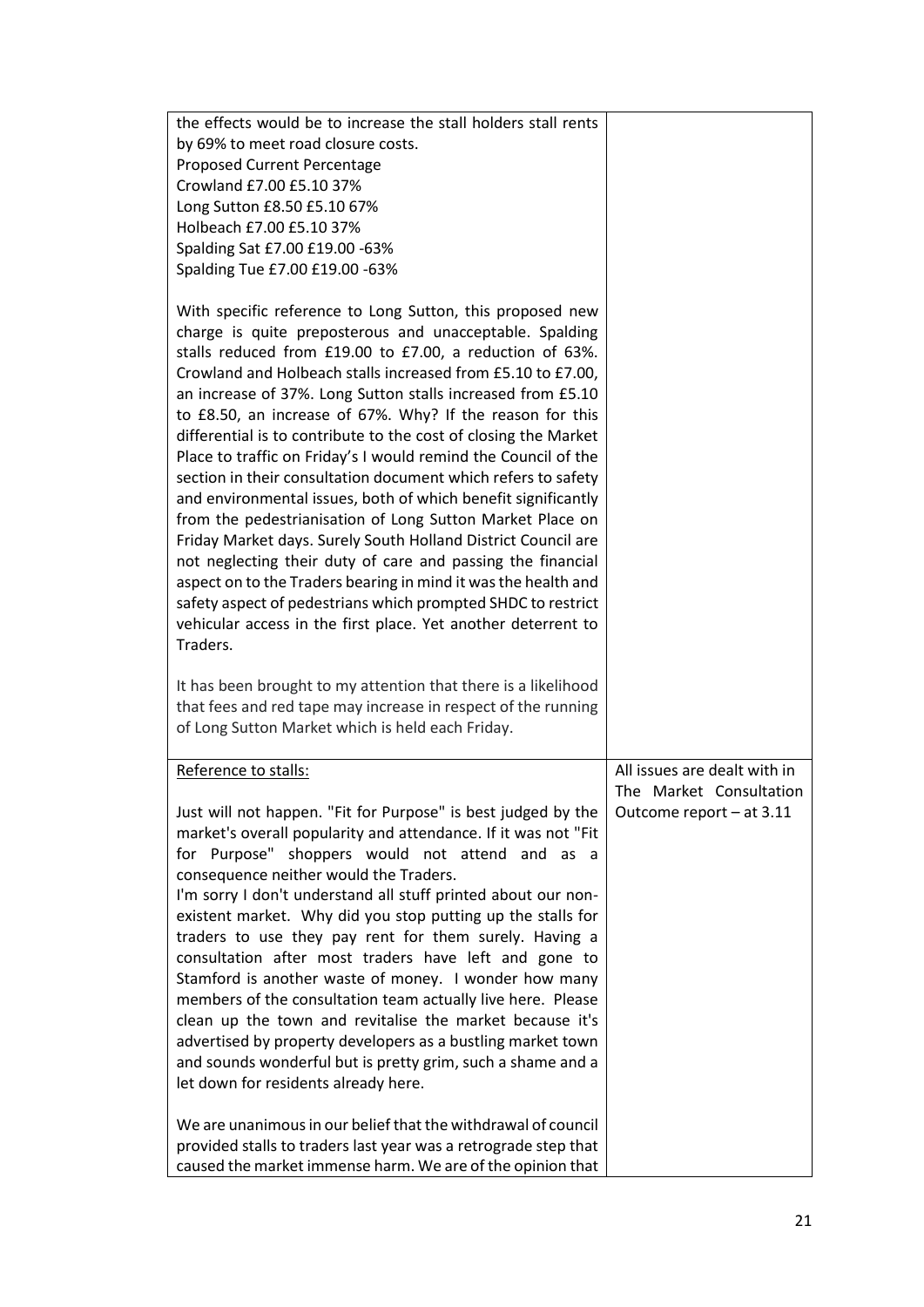| | |
|---|---|
| the effects would be to increase the stall holders stall rents by 69% to meet road closure costs.<br>Proposed Current Percentage<br>Crowland £7.00 £5.10 37%<br>Long Sutton £8.50 £5.10 67%<br>Holbeach £7.00 £5.10 37%<br>Spalding Sat £7.00 £19.00 -63%<br>Spalding Tue £7.00 £19.00 -63%<br><br>With specific reference to Long Sutton, this proposed new charge is quite preposterous and unacceptable. Spalding stalls reduced from £19.00 to £7.00, a reduction of 63%. Crowland and Holbeach stalls increased from £5.10 to £7.00, an increase of 37%. Long Sutton stalls increased from £5.10 to £8.50, an increase of 67%. Why? If the reason for this differential is to contribute to the cost of closing the Market Place to traffic on Friday's I would remind the Council of the section in their consultation document which refers to safety and environmental issues, both of which benefit significantly from the pedestrianisation of Long Sutton Market Place on Friday Market days. Surely South Holland District Council are not neglecting their duty of care and passing the financial aspect on to the Traders bearing in mind it was the health and safety aspect of pedestrians which prompted SHDC to restrict vehicular access in the first place. Yet another deterrent to Traders.<br><br>It has been brought to my attention that there is a likelihood that fees and red tape may increase in respect of the running of Long Sutton Market which is held each Friday. | |
| <u>Reference to stalls:</u><br><br>Just will not happen. "Fit for Purpose" is best judged by the market's overall popularity and attendance. If it was not "Fit for Purpose" shoppers would not attend and as a consequence neither would the Traders.<br>I'm sorry I don't understand all stuff printed about our non-existent market. Why did you stop putting up the stalls for traders to use they pay rent for them surely. Having a consultation after most traders have left and gone to Stamford is another waste of money. I wonder how many members of the consultation team actually live here. Please clean up the town and revitalise the market because it's advertised by property developers as a bustling market town and sounds wonderful but is pretty grim, such a shame and a let down for residents already here.<br><br>We are unanimous in our belief that the withdrawal of council provided stalls to traders last year was a retrograde step that caused the market immense harm. We are of the opinion that | All issues are dealt with in The Market Consultation Outcome report – at 3.11 |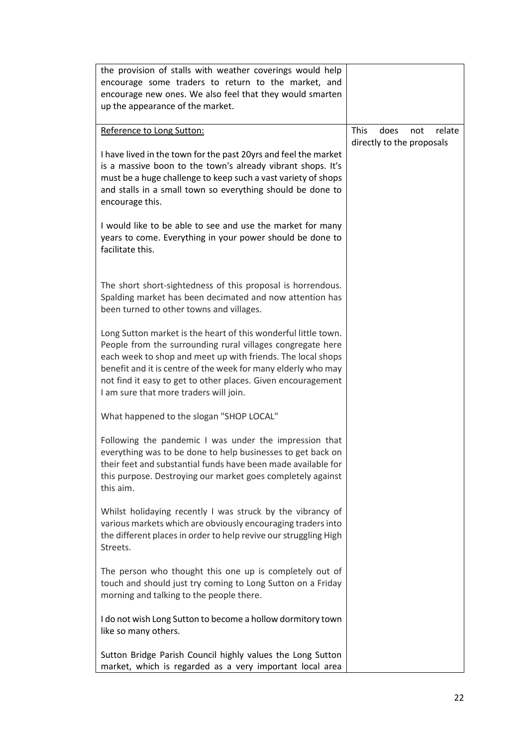| | |
|---|---|
| the provision of stalls with weather coverings would help encourage some traders to return to the market, and encourage new ones. We also feel that they would smarten up the appearance of the market. | |
| Reference to Long Sutton:<br><br>I have lived in the town for the past 20yrs and feel the market is a massive boon to the town's already vibrant shops. It's must be a huge challenge to keep such a vast variety of shops and stalls in a small town so everything should be done to encourage this.<br><br>I would like to be able to see and use the market for many years to come. Everything in your power should be done to facilitate this.<br><br>The short short-sightedness of this proposal is horrendous. Spalding market has been decimated and now attention has been turned to other towns and villages.<br><br>Long Sutton market is the heart of this wonderful little town. People from the surrounding rural villages congregate here each week to shop and meet up with friends. The local shops benefit and it is centre of the week for many elderly who may not find it easy to get to other places. Given encouragement I am sure that more traders will join.<br><br>What happened to the slogan "SHOP LOCAL"<br><br>Following the pandemic I was under the impression that everything was to be done to help businesses to get back on their feet and substantial funds have been made available for this purpose. Destroying our market goes completely against this aim.<br><br>Whilst holidaying recently I was struck by the vibrancy of various markets which are obviously encouraging traders into the different places in order to help revive our struggling High Streets.<br><br>The person who thought this one up is completely out of touch and should just try coming to Long Sutton on a Friday morning and talking to the people there.<br><br>I do not wish Long Sutton to become a hollow dormitory town like so many others.<br><br>Sutton Bridge Parish Council highly values the Long Sutton market, which is regarded as a very important local area | This does not relate directly to the proposals |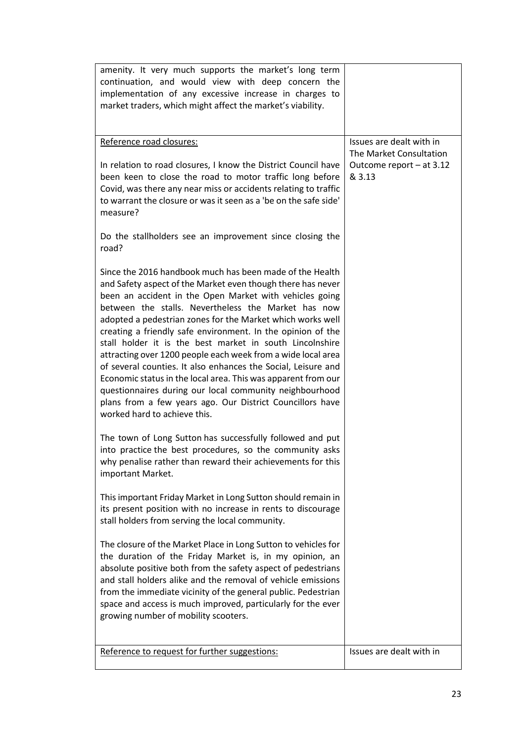| | |
|---|---|
| amenity. It very much supports the market's long term continuation, and would view with deep concern the implementation of any excessive increase in charges to market traders, which might affect the market's viability. | |
| <u>Reference road closures:</u><br><br>In relation to road closures, I know the District Council have been keen to close the road to motor traffic long before Covid, was there any near miss or accidents relating to traffic to warrant the closure or was it seen as a 'be on the safe side' measure?<br><br>Do the stallholders see an improvement since closing the road?<br><br>Since the 2016 handbook much has been made of the Health and Safety aspect of the Market even though there has never been an accident in the Open Market with vehicles going between the stalls. Nevertheless the Market has now adopted a pedestrian zones for the Market which works well creating a friendly safe environment. In the opinion of the stall holder it is the best market in south Lincolnshire attracting over 1200 people each week from a wide local area of several counties. It also enhances the Social, Leisure and Economic status in the local area. This was apparent from our questionnaires during our local community neighbourhood plans from a few years ago. Our District Councillors have worked hard to achieve this.<br><br>The town of Long Sutton has successfully followed and put into practice the best procedures, so the community asks why penalise rather than reward their achievements for this important Market.<br><br>This important Friday Market in Long Sutton should remain in its present position with no increase in rents to discourage stall holders from serving the local community.<br><br>The closure of the Market Place in Long Sutton to vehicles for the duration of the Friday Market is, in my opinion, an absolute positive both from the safety aspect of pedestrians and stall holders alike and the removal of vehicle emissions from the immediate vicinity of the general public. Pedestrian space and access is much improved, particularly for the ever growing number of mobility scooters. | Issues are dealt with in The Market Consultation Outcome report – at 3.12 & 3.13 |
| <u>Reference to request for further suggestions:</u> | Issues are dealt with in |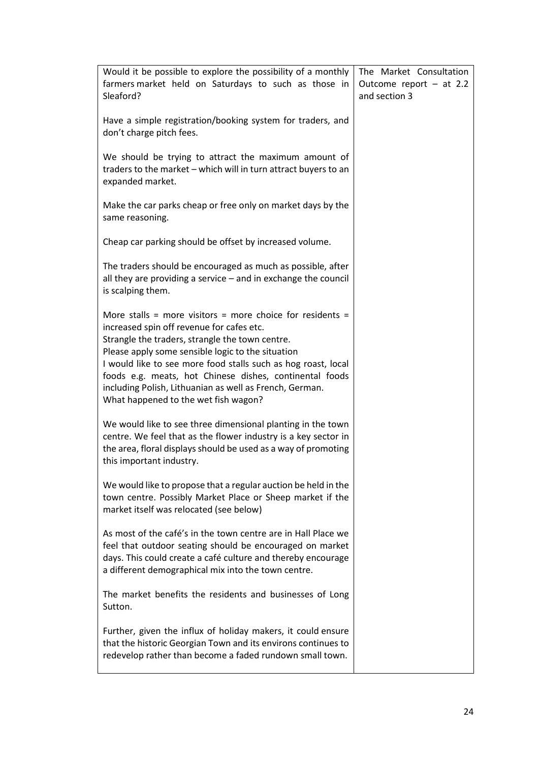| | |
|---|---|
| Would it be possible to explore the possibility of a monthly farmers market held on Saturdays to such as those in Sleaford?<br><br>Have a simple registration/booking system for traders, and don't charge pitch fees.<br><br>We should be trying to attract the maximum amount of traders to the market – which will in turn attract buyers to an expanded market.<br><br>Make the car parks cheap or free only on market days by the same reasoning.<br><br>Cheap car parking should be offset by increased volume.<br><br>The traders should be encouraged as much as possible, after all they are providing a service – and in exchange the council is scalping them.<br><br>More stalls = more visitors = more choice for residents = increased spin off revenue for cafes etc.<br>Strangle the traders, strangle the town centre.<br>Please apply some sensible logic to the situation<br>I would like to see more food stalls such as hog roast, local foods e.g. meats, hot Chinese dishes, continental foods including Polish, Lithuanian as well as French, German.<br>What happened to the wet fish wagon?<br><br>We would like to see three dimensional planting in the town centre. We feel that as the flower industry is a key sector in the area, floral displays should be used as a way of promoting this important industry.<br><br>We would like to propose that a regular auction be held in the town centre. Possibly Market Place or Sheep market if the market itself was relocated (see below)<br><br>As most of the café's in the town centre are in Hall Place we feel that outdoor seating should be encouraged on market days. This could create a café culture and thereby encourage a different demographical mix into the town centre.<br><br>The market benefits the residents and businesses of Long Sutton.<br><br>Further, given the influx of holiday makers, it could ensure that the historic Georgian Town and its environs continues to redevelop rather than become a faded rundown small town. | The Market Consultation Outcome report – at 2.2 and section 3 |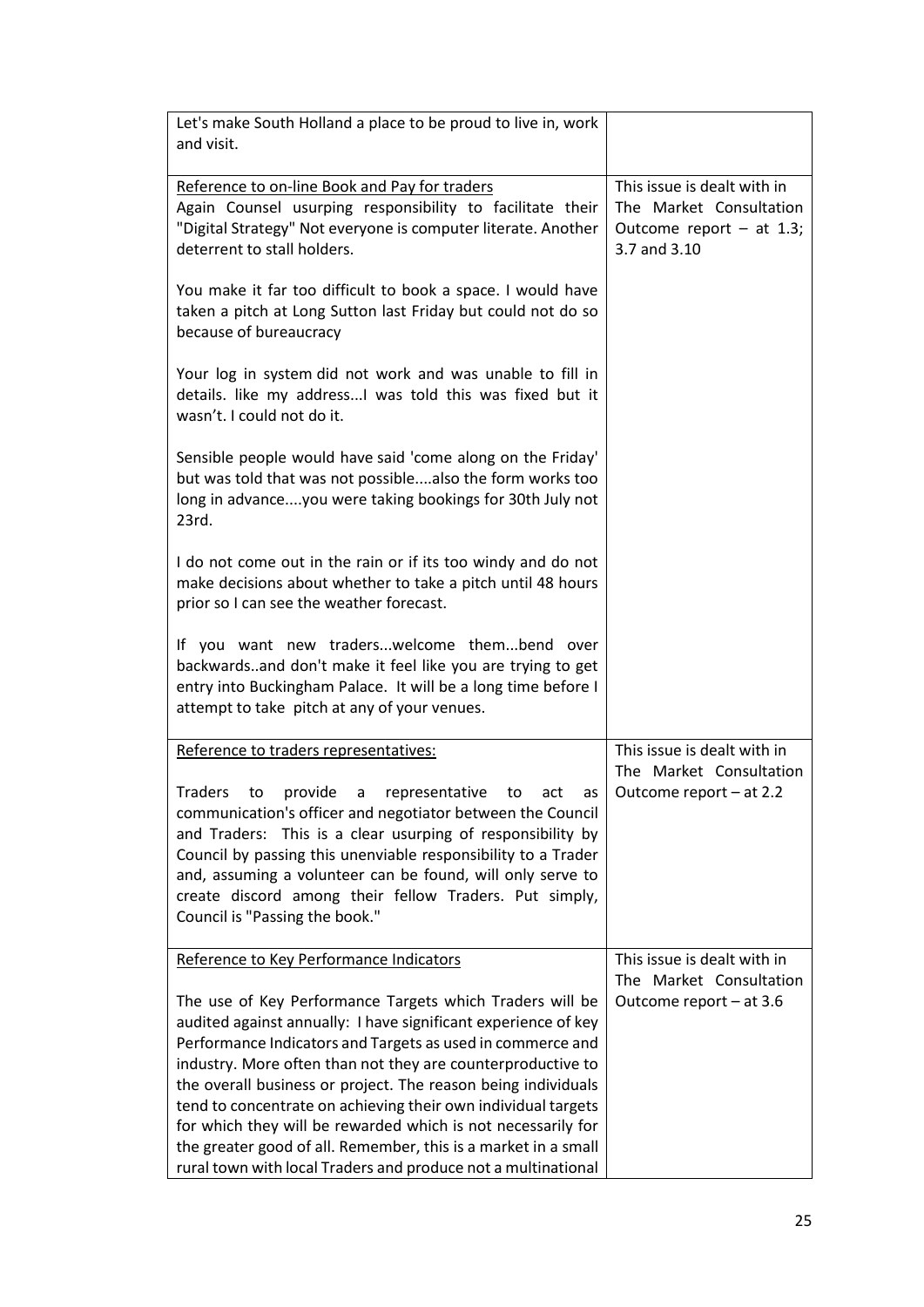| | |
|---|---|
| Let's make South Holland a place to be proud to live in, work and visit. | |
| Reference to on-line Book and Pay for traders<br>Again Counsel usurping responsibility to facilitate their "Digital Strategy" Not everyone is computer literate. Another deterrent to stall holders.<br><br>You make it far too difficult to book a space. I would have taken a pitch at Long Sutton last Friday but could not do so because of bureaucracy<br><br>Your log in system did not work and was unable to fill in details. like my address...I was told this was fixed but it wasn't. I could not do it.<br><br>Sensible people would have said 'come along on the Friday' but was told that was not possible....also the form works too long in advance....you were taking bookings for 30th July not 23rd.<br><br>I do not come out in the rain or if its too windy and do not make decisions about whether to take a pitch until 48 hours prior so I can see the weather forecast.<br><br>If you want new traders...welcome them...bend over backwards..and don't make it feel like you are trying to get entry into Buckingham Palace. It will be a long time before I attempt to take pitch at any of your venues. | This issue is dealt with in The Market Consultation Outcome report – at 1.3; 3.7 and 3.10 |
| Reference to traders representatives:<br><br>Traders to provide a representative to act as communication's officer and negotiator between the Council and Traders: This is a clear usurping of responsibility by Council by passing this unenviable responsibility to a Trader and, assuming a volunteer can be found, will only serve to create discord among their fellow Traders. Put simply, Council is "Passing the book." | This issue is dealt with in The Market Consultation Outcome report – at 2.2 |
| Reference to Key Performance Indicators<br><br>The use of Key Performance Targets which Traders will be audited against annually: I have significant experience of key Performance Indicators and Targets as used in commerce and industry. More often than not they are counterproductive to the overall business or project. The reason being individuals tend to concentrate on achieving their own individual targets for which they will be rewarded which is not necessarily for the greater good of all. Remember, this is a market in a small rural town with local Traders and produce not a multinational | This issue is dealt with in The Market Consultation Outcome report – at 3.6 |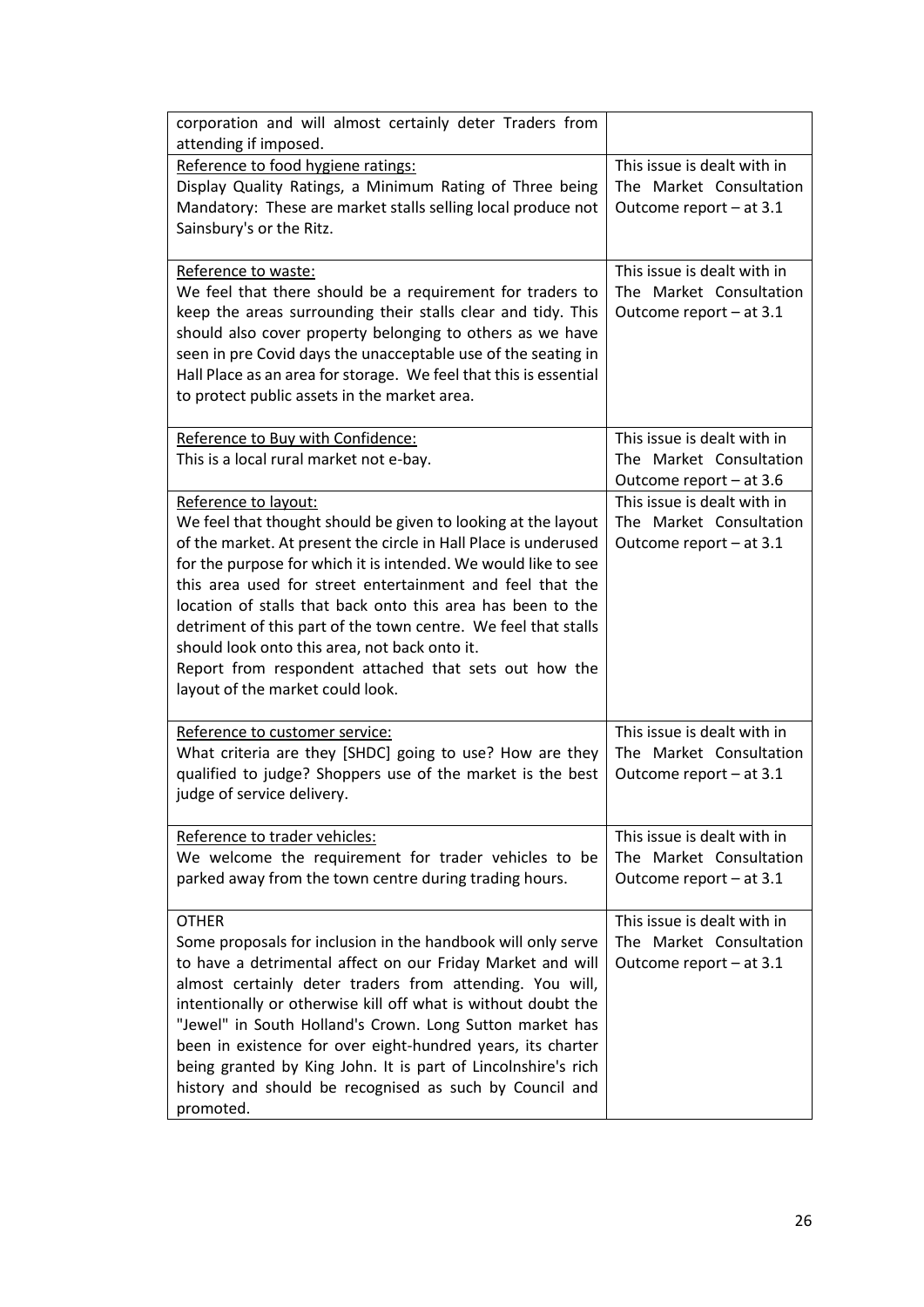| | |
|---|---|
| corporation and will almost certainly deter Traders from attending if imposed. | |
| Reference to food hygiene ratings:<br>Display Quality Ratings, a Minimum Rating of Three being Mandatory: These are market stalls selling local produce not Sainsbury's or the Ritz. | This issue is dealt with in The Market Consultation Outcome report – at 3.1 |
| Reference to waste:<br>We feel that there should be a requirement for traders to keep the areas surrounding their stalls clear and tidy. This should also cover property belonging to others as we have seen in pre Covid days the unacceptable use of the seating in Hall Place as an area for storage. We feel that this is essential to protect public assets in the market area. | This issue is dealt with in The Market Consultation Outcome report – at 3.1 |
| Reference to Buy with Confidence:<br>This is a local rural market not e-bay. | This issue is dealt with in The Market Consultation Outcome report – at 3.6 |
| Reference to layout:<br>We feel that thought should be given to looking at the layout of the market. At present the circle in Hall Place is underused for the purpose for which it is intended. We would like to see this area used for street entertainment and feel that the location of stalls that back onto this area has been to the detriment of this part of the town centre. We feel that stalls should look onto this area, not back onto it.<br>Report from respondent attached that sets out how the layout of the market could look. | This issue is dealt with in The Market Consultation Outcome report – at 3.1 |
| Reference to customer service:<br>What criteria are they [SHDC] going to use? How are they qualified to judge? Shoppers use of the market is the best judge of service delivery. | This issue is dealt with in The Market Consultation Outcome report – at 3.1 |
| Reference to trader vehicles:<br>We welcome the requirement for trader vehicles to be parked away from the town centre during trading hours. | This issue is dealt with in The Market Consultation Outcome report – at 3.1 |
| OTHER<br>Some proposals for inclusion in the handbook will only serve to have a detrimental affect on our Friday Market and will almost certainly deter traders from attending. You will, intentionally or otherwise kill off what is without doubt the "Jewel" in South Holland's Crown. Long Sutton market has been in existence for over eight-hundred years, its charter being granted by King John. It is part of Lincolnshire's rich history and should be recognised as such by Council and promoted. | This issue is dealt with in The Market Consultation Outcome report – at 3.1 |